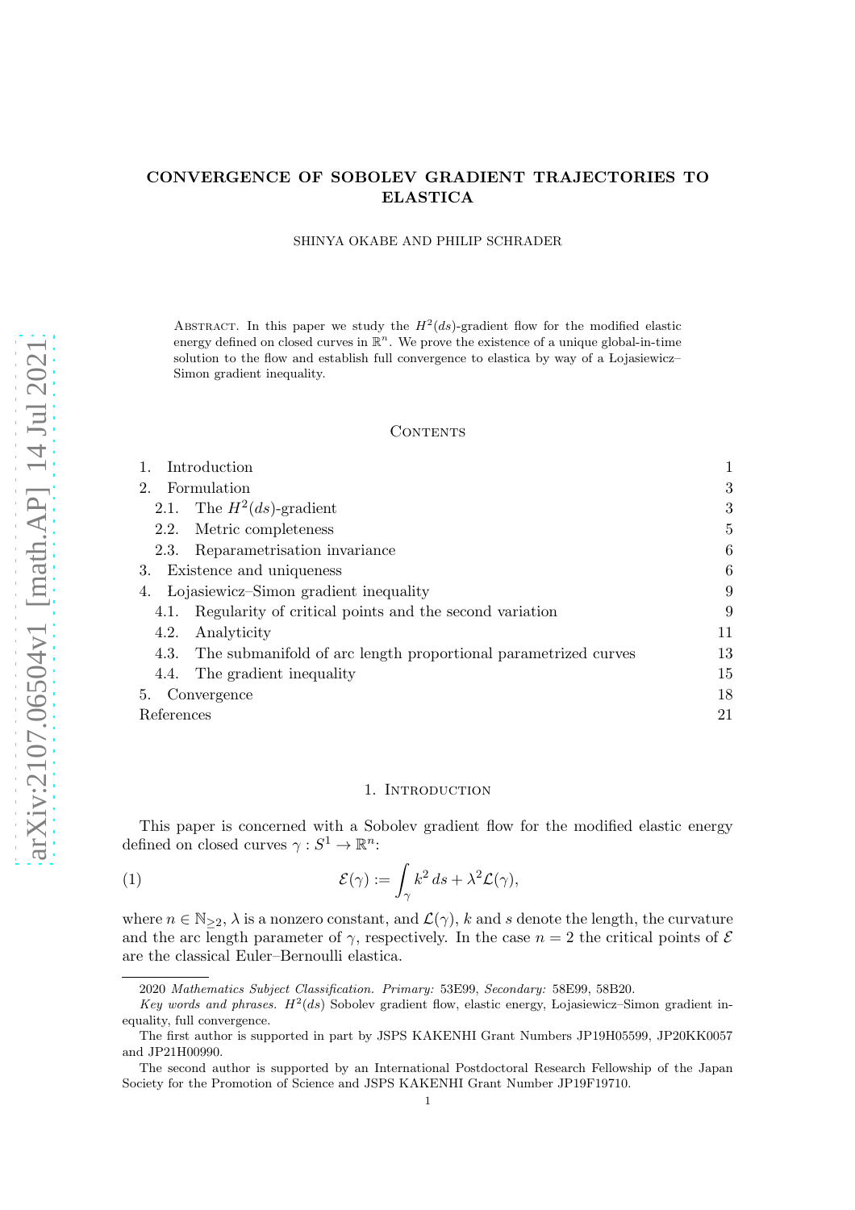# CONVERGENCE OF SOBOLEV GRADIENT TRAJECTORIES TO ELASTICA

SHINYA OKABE AND PHILIP SCHRADER

Abstract. In this paper we study the $H^2(ds)$-gradient flow for the modified elastic energy defined on closed curves in $\mathbb{R}^n$. We prove the existence of a unique global-in-time solution to the flow and establish full convergence to elastica by way of a Łojasiewicz–Simon gradient inequality.

## Contents

| | |
|---|---|
| 1. Introduction | 1 |
| 2. Formulation | 3 |
| 2.1. The $H^2(ds)$-gradient | 3 |
| 2.2. Metric completeness | 5 |
| 2.3. Reparametrisation invariance | 6 |
| 3. Existence and uniqueness | 6 |
| 4. Lojasiewicz–Simon gradient inequality | 9 |
| 4.1. Regularity of critical points and the second variation | 9 |
| 4.2. Analyticity | 11 |
| 4.3. The submanifold of arc length proportional parametrized curves | 13 |
| 4.4. The gradient inequality | 15 |
| 5. Convergence | 18 |
| References | 21 |

## 1. Introduction

This paper is concerned with a Sobolev gradient flow for the modified elastic energy defined on closed curves $\gamma : S^1 \to \mathbb{R}^n$:

$$\mathcal{E}(\gamma) := \int_\gamma k^2 \, ds + \lambda^2 \mathcal{L}(\gamma), \tag{1}$$

where $n \in \mathbb{N}_{\geq 2}$, $\lambda$ is a nonzero constant, and $\mathcal{L}(\gamma)$, $k$ and $s$ denote the length, the curvature and the arc length parameter of $\gamma$, respectively. In the case $n = 2$ the critical points of $\mathcal{E}$ are the classical Euler–Bernoulli elastica.

---

2020 *Mathematics Subject Classification.* *Primary:* 53E99, *Secondary:* 58E99, 58B20.

*Key words and phrases.* $H^2(ds)$ Sobolev gradient flow, elastic energy, Lojasiewicz–Simon gradient inequality, full convergence.

The first author is supported in part by JSPS KAKENHI Grant Numbers JP19H05599, JP20KK0057 and JP21H00990.

The second author is supported by an International Postdoctoral Research Fellowship of the Japan Society for the Promotion of Science and JSPS KAKENHI Grant Number JP19F19710.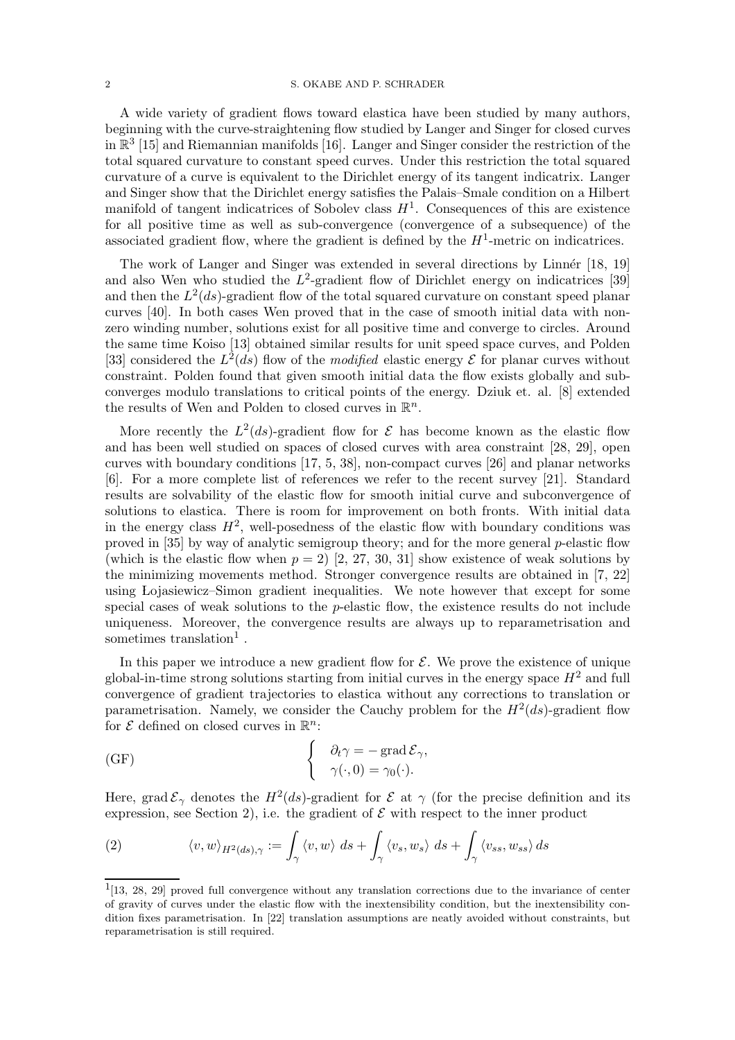A wide variety of gradient flows toward elastica have been studied by many authors, beginning with the curve-straightening flow studied by Langer and Singer for closed curves in $\mathbb{R}^3$ [15] and Riemannian manifolds [16]. Langer and Singer consider the restriction of the total squared curvature to constant speed curves. Under this restriction the total squared curvature of a curve is equivalent to the Dirichlet energy of its tangent indicatrix. Langer and Singer show that the Dirichlet energy satisfies the Palais–Smale condition on a Hilbert manifold of tangent indicatrices of Sobolev class $H^1$. Consequences of this are existence for all positive time as well as sub-convergence (convergence of a subsequence) of the associated gradient flow, where the gradient is defined by the $H^1$-metric on indicatrices.

The work of Langer and Singer was extended in several directions by Linnér [18, 19] and also Wen who studied the $L^2$-gradient flow of Dirichlet energy on indicatrices [39] and then the $L^2(ds)$-gradient flow of the total squared curvature on constant speed planar curves [40]. In both cases Wen proved that in the case of smooth initial data with non-zero winding number, solutions exist for all positive time and converge to circles. Around the same time Koiso [13] obtained similar results for unit speed space curves, and Polden [33] considered the $L^2(ds)$ flow of the *modified* elastic energy $\mathcal{E}$ for planar curves without constraint. Polden found that given smooth initial data the flow exists globally and sub-converges modulo translations to critical points of the energy. Dziuk et. al. [8] extended the results of Wen and Polden to closed curves in $\mathbb{R}^n$.

More recently the $L^2(ds)$-gradient flow for $\mathcal{E}$ has become known as the elastic flow and has been well studied on spaces of closed curves with area constraint [28, 29], open curves with boundary conditions [17, 5, 38], non-compact curves [26] and planar networks [6]. For a more complete list of references we refer to the recent survey [21]. Standard results are solvability of the elastic flow for smooth initial curve and subconvergence of solutions to elastica. There is room for improvement on both fronts. With initial data in the energy class $H^2$, well-posedness of the elastic flow with boundary conditions was proved in [35] by way of analytic semigroup theory; and for the more general $p$-elastic flow (which is the elastic flow when $p = 2$) [2, 27, 30, 31] show existence of weak solutions by the minimizing movements method. Stronger convergence results are obtained in [7, 22] using Łojasiewicz–Simon gradient inequalities. We note however that except for some special cases of weak solutions to the $p$-elastic flow, the existence results do not include uniqueness. Moreover, the convergence results are always up to reparametrisation and sometimes translation[1] .

In this paper we introduce a new gradient flow for $\mathcal{E}$. We prove the existence of unique global-in-time strong solutions starting from initial curves in the energy space $H^2$ and full convergence of gradient trajectories to elastica without any corrections to translation or parametrisation. Namely, we consider the Cauchy problem for the $H^2(ds)$-gradient flow for $\mathcal{E}$ defined on closed curves in $\mathbb{R}^n$:

$$\text{(GF)} \qquad \begin{cases} \partial_t \gamma = -\operatorname{grad} \mathcal{E}_\gamma, \\ \gamma(\cdot, 0) = \gamma_0(\cdot). \end{cases}$$

Here, $\operatorname{grad} \mathcal{E}_\gamma$ denotes the $H^2(ds)$-gradient for $\mathcal{E}$ at $\gamma$ (for the precise definition and its expression, see Section 2), i.e. the gradient of $\mathcal{E}$ with respect to the inner product

$$\text{(2)} \qquad \langle v, w \rangle_{H^2(ds),\gamma} := \int_\gamma \langle v, w \rangle \, ds + \int_\gamma \langle v_s, w_s \rangle \, ds + \int_\gamma \langle v_{ss}, w_{ss} \rangle \, ds$$

[1][13, 28, 29] proved full convergence without any translation corrections due to the invariance of center of gravity of curves under the elastic flow with the inextensibility condition, but the inextensibility condition fixes parametrisation. In [22] translation assumptions are neatly avoided without constraints, but reparametrisation is still required.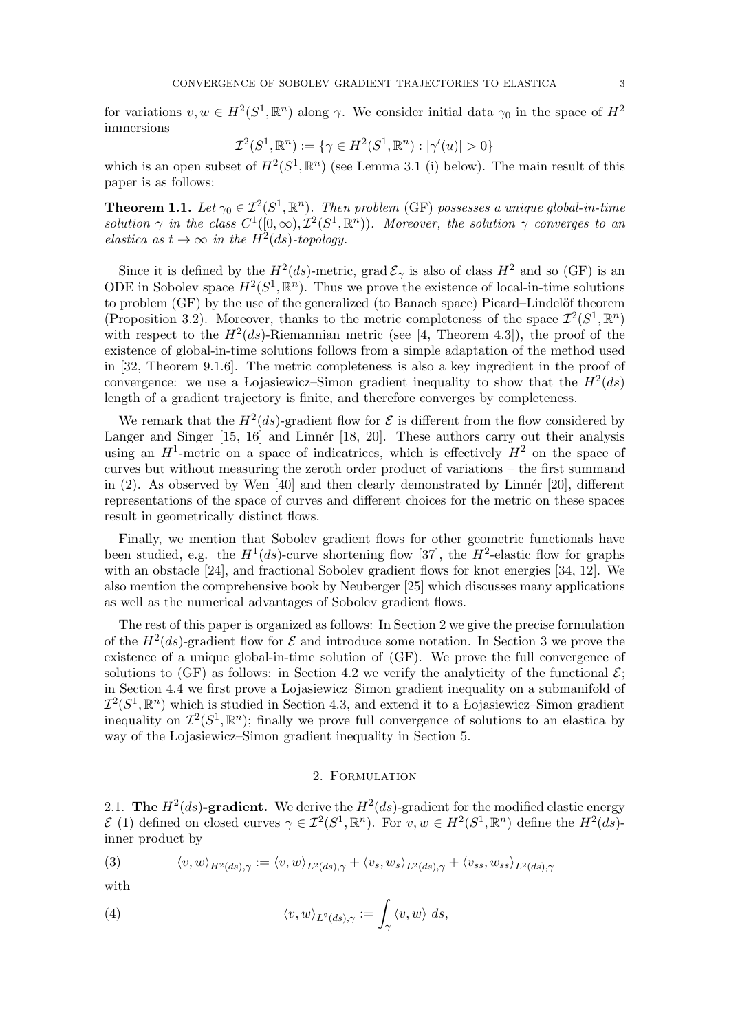for variations $v, w \in H^2(S^1, \mathbb{R}^n)$ along $\gamma$. We consider initial data $\gamma_0$ in the space of $H^2$ immersions

$$\mathcal{I}^2(S^1, \mathbb{R}^n) := \{\gamma \in H^2(S^1, \mathbb{R}^n) : |\gamma'(u)| > 0\}$$

which is an open subset of $H^2(S^1, \mathbb{R}^n)$ (see Lemma 3.1 (i) below). The main result of this paper is as follows:

**Theorem 1.1.** *Let $\gamma_0 \in \mathcal{I}^2(S^1, \mathbb{R}^n)$. Then problem* (GF) *possesses a unique global-in-time solution $\gamma$ in the class $C^1([0, \infty), \mathcal{I}^2(S^1, \mathbb{R}^n))$. Moreover, the solution $\gamma$ converges to an elastica as $t \to \infty$ in the $H^2(ds)$-topology.*

Since it is defined by the $H^2(ds)$-metric, $\operatorname{grad} \mathcal{E}_\gamma$ is also of class $H^2$ and so (GF) is an ODE in Sobolev space $H^2(S^1, \mathbb{R}^n)$. Thus we prove the existence of local-in-time solutions to problem (GF) by the use of the generalized (to Banach space) Picard–Lindelöf theorem (Proposition 3.2). Moreover, thanks to the metric completeness of the space $\mathcal{I}^2(S^1, \mathbb{R}^n)$ with respect to the $H^2(ds)$-Riemannian metric (see [4, Theorem 4.3]), the proof of the existence of global-in-time solutions follows from a simple adaptation of the method used in [32, Theorem 9.1.6]. The metric completeness is also a key ingredient in the proof of convergence: we use a Łojasiewicz–Simon gradient inequality to show that the $H^2(ds)$ length of a gradient trajectory is finite, and therefore converges by completeness.

We remark that the $H^2(ds)$-gradient flow for $\mathcal{E}$ is different from the flow considered by Langer and Singer [15, 16] and Linnér [18, 20]. These authors carry out their analysis using an $H^1$-metric on a space of indicatrices, which is effectively $H^2$ on the space of curves but without measuring the zeroth order product of variations – the first summand in (2). As observed by Wen [40] and then clearly demonstrated by Linnér [20], different representations of the space of curves and different choices for the metric on these spaces result in geometrically distinct flows.

Finally, we mention that Sobolev gradient flows for other geometric functionals have been studied, e.g. the $H^1(ds)$-curve shortening flow [37], the $H^2$-elastic flow for graphs with an obstacle [24], and fractional Sobolev gradient flows for knot energies [34, 12]. We also mention the comprehensive book by Neuberger [25] which discusses many applications as well as the numerical advantages of Sobolev gradient flows.

The rest of this paper is organized as follows: In Section 2 we give the precise formulation of the $H^2(ds)$-gradient flow for $\mathcal{E}$ and introduce some notation. In Section 3 we prove the existence of a unique global-in-time solution of (GF). We prove the full convergence of solutions to (GF) as follows: in Section 4.2 we verify the analyticity of the functional $\mathcal{E}$; in Section 4.4 we first prove a Łojasiewicz–Simon gradient inequality on a submanifold of $\mathcal{I}^2(S^1, \mathbb{R}^n)$ which is studied in Section 4.3, and extend it to a Łojasiewicz–Simon gradient inequality on $\mathcal{I}^2(S^1, \mathbb{R}^n)$; finally we prove full convergence of solutions to an elastica by way of the Łojasiewicz–Simon gradient inequality in Section 5.

## 2. Formulation

2.1. **The $H^2(ds)$-gradient.** We derive the $H^2(ds)$-gradient for the modified elastic energy $\mathcal{E}$ (1) defined on closed curves $\gamma \in \mathcal{I}^2(S^1, \mathbb{R}^n)$. For $v, w \in H^2(S^1, \mathbb{R}^n)$ define the $H^2(ds)$-inner product by

$$\langle v, w \rangle_{H^2(ds),\gamma} := \langle v, w \rangle_{L^2(ds),\gamma} + \langle v_s, w_s \rangle_{L^2(ds),\gamma} + \langle v_{ss}, w_{ss} \rangle_{L^2(ds),\gamma} \tag{3}$$

with

$$\langle v, w \rangle_{L^2(ds),\gamma} := \int_\gamma \langle v, w \rangle \; ds, \tag{4}$$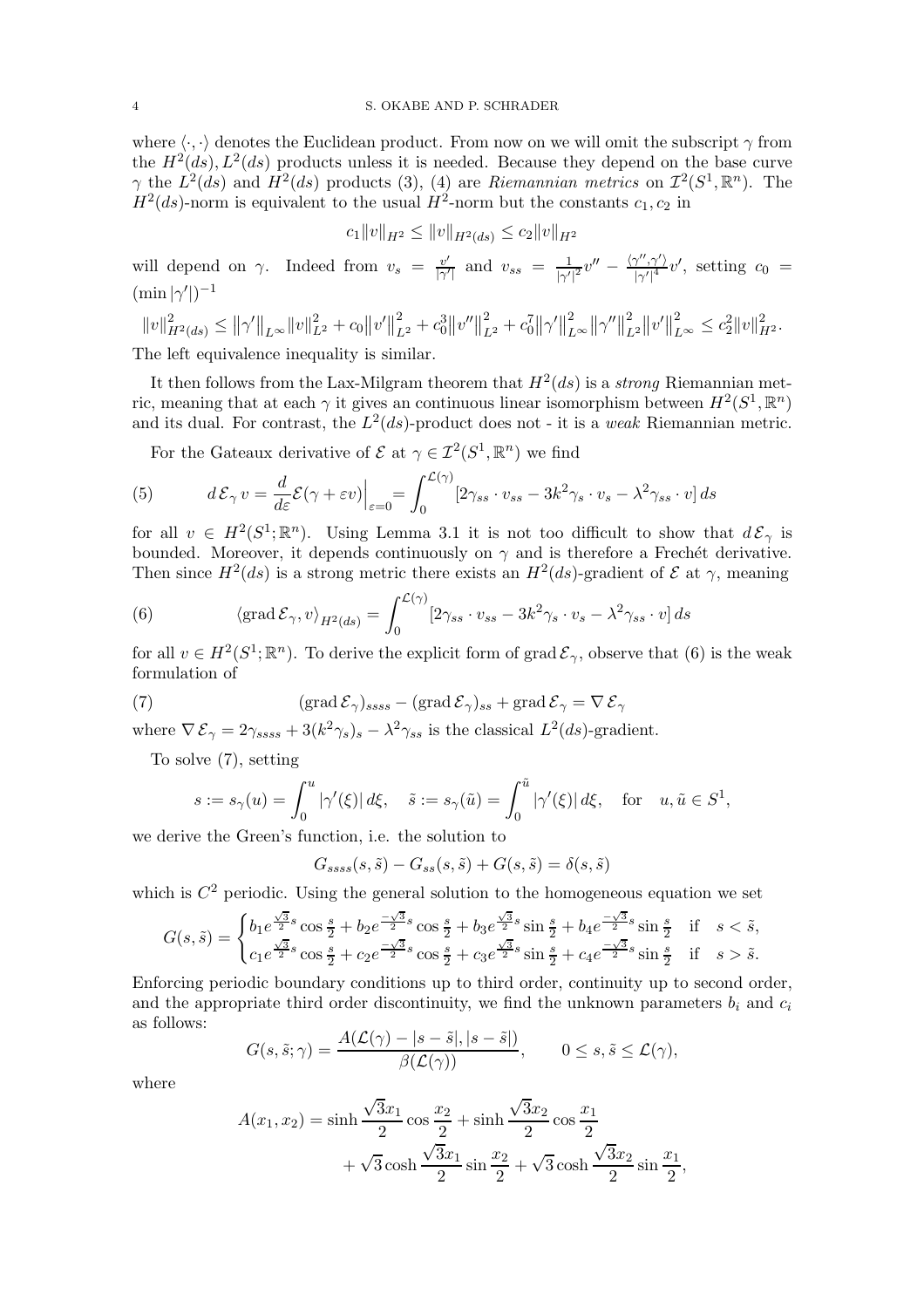where $\langle \cdot, \cdot \rangle$ denotes the Euclidean product. From now on we will omit the subscript $\gamma$ from the $H^2(ds), L^2(ds)$ products unless it is needed. Because they depend on the base curve $\gamma$ the $L^2(ds)$ and $H^2(ds)$ products (3), (4) are *Riemannian metrics* on $\mathcal{I}^2(S^1, \mathbb{R}^n)$. The $H^2(ds)$-norm is equivalent to the usual $H^2$-norm but the constants $c_1, c_2$ in

$$c_1 \|v\|_{H^2} \leq \|v\|_{H^2(ds)} \leq c_2 \|v\|_{H^2}$$

will depend on $\gamma$. Indeed from $v_s = \frac{v'}{|\gamma'|}$ and $v_{ss} = \frac{1}{|\gamma'|^2} v'' - \frac{\langle \gamma'', \gamma' \rangle}{|\gamma'|^4} v'$, setting $c_0 = (\min |\gamma'|)^{-1}$

$$\|v\|_{H^2(ds)}^2 \leq \left\|\gamma'\right\|_{L^\infty} \|v\|_{L^2}^2 + c_0 \left\|v'\right\|_{L^2}^2 + c_0^3 \left\|v''\right\|_{L^2}^2 + c_0^7 \left\|\gamma'\right\|_{L^\infty}^2 \left\|\gamma''\right\|_{L^2}^2 \left\|v'\right\|_{L^\infty}^2 \leq c_2^2 \|v\|_{H^2}^2.$$

The left equivalence inequality is similar.

It then follows from the Lax-Milgram theorem that $H^2(ds)$ is a *strong* Riemannian metric, meaning that at each $\gamma$ it gives an continuous linear isomorphism between $H^2(S^1, \mathbb{R}^n)$ and its dual. For contrast, the $L^2(ds)$-product does not - it is a *weak* Riemannian metric.

For the Gateaux derivative of $\mathcal{E}$ at $\gamma \in \mathcal{I}^2(S^1, \mathbb{R}^n)$ we find

$$d\,\mathcal{E}_\gamma\, v = \frac{d}{d\varepsilon} \mathcal{E}(\gamma + \varepsilon v)\Big|_{\varepsilon=0} = \int_0^{\mathcal{L}(\gamma)} [2\gamma_{ss} \cdot v_{ss} - 3k^2 \gamma_s \cdot v_s - \lambda^2 \gamma_{ss} \cdot v]\, ds \tag{5}$$

for all $v \in H^2(S^1; \mathbb{R}^n)$. Using Lemma 3.1 it is not too difficult to show that $d\,\mathcal{E}_\gamma$ is bounded. Moreover, it depends continuously on $\gamma$ and is therefore a Frechét derivative. Then since $H^2(ds)$ is a strong metric there exists an $H^2(ds)$-gradient of $\mathcal{E}$ at $\gamma$, meaning

$$\langle \operatorname{grad} \mathcal{E}_\gamma, v \rangle_{H^2(ds)} = \int_0^{\mathcal{L}(\gamma)} [2\gamma_{ss} \cdot v_{ss} - 3k^2 \gamma_s \cdot v_s - \lambda^2 \gamma_{ss} \cdot v]\, ds \tag{6}$$

for all $v \in H^2(S^1; \mathbb{R}^n)$. To derive the explicit form of $\operatorname{grad} \mathcal{E}_\gamma$, observe that (6) is the weak formulation of

$$(\operatorname{grad} \mathcal{E}_\gamma)_{ssss} - (\operatorname{grad} \mathcal{E}_\gamma)_{ss} + \operatorname{grad} \mathcal{E}_\gamma = \nabla\, \mathcal{E}_\gamma \tag{7}$$

where $\nabla\, \mathcal{E}_\gamma = 2\gamma_{ssss} + 3(k^2 \gamma_s)_s - \lambda^2 \gamma_{ss}$ is the classical $L^2(ds)$-gradient.

To solve (7), setting

$$s := s_\gamma(u) = \int_0^u |\gamma'(\xi)|\, d\xi, \quad \tilde{s} := s_\gamma(\tilde{u}) = \int_0^{\tilde{u}} |\gamma'(\xi)|\, d\xi, \quad \text{for} \quad u, \tilde{u} \in S^1,$$

we derive the Green's function, i.e. the solution to

$$G_{ssss}(s, \tilde{s}) - G_{ss}(s, \tilde{s}) + G(s, \tilde{s}) = \delta(s, \tilde{s})$$

which is $C^2$ periodic. Using the general solution to the homogeneous equation we set

$$G(s, \tilde{s}) = \begin{cases} b_1 e^{\frac{\sqrt{3}}{2}s} \cos \frac{s}{2} + b_2 e^{\frac{-\sqrt{3}}{2}s} \cos \frac{s}{2} + b_3 e^{\frac{\sqrt{3}}{2}s} \sin \frac{s}{2} + b_4 e^{\frac{-\sqrt{3}}{2}s} \sin \frac{s}{2} & \text{if} \quad s < \tilde{s}, \\ c_1 e^{\frac{\sqrt{3}}{2}s} \cos \frac{s}{2} + c_2 e^{\frac{-\sqrt{3}}{2}s} \cos \frac{s}{2} + c_3 e^{\frac{\sqrt{3}}{2}s} \sin \frac{s}{2} + c_4 e^{\frac{-\sqrt{3}}{2}s} \sin \frac{s}{2} & \text{if} \quad s > \tilde{s}. \end{cases}$$

Enforcing periodic boundary conditions up to third order, continuity up to second order, and the appropriate third order discontinuity, we find the unknown parameters $b_i$ and $c_i$ as follows:

$$G(s, \tilde{s}; \gamma) = \frac{A(\mathcal{L}(\gamma) - |s - \tilde{s}|, |s - \tilde{s}|)}{\beta(\mathcal{L}(\gamma))}, \qquad 0 \leq s, \tilde{s} \leq \mathcal{L}(\gamma),$$

where

$$\begin{aligned} A(x_1, x_2) = \sinh \frac{\sqrt{3}x_1}{2} \cos \frac{x_2}{2} + \sinh \frac{\sqrt{3}x_2}{2} \cos \frac{x_1}{2} \\ + \sqrt{3} \cosh \frac{\sqrt{3}x_1}{2} \sin \frac{x_2}{2} + \sqrt{3} \cosh \frac{\sqrt{3}x_2}{2} \sin \frac{x_1}{2}, \end{aligned}$$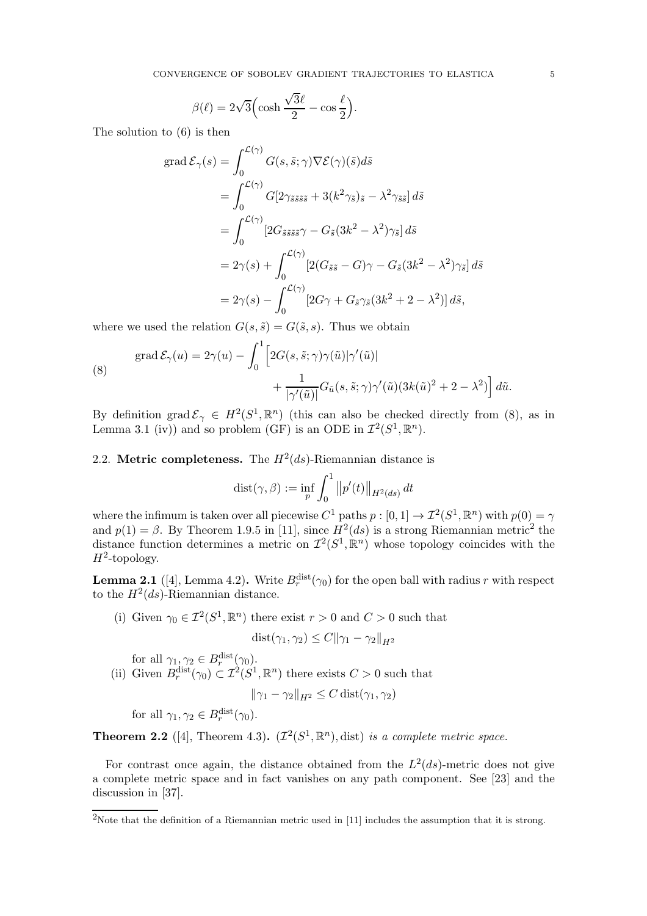$$\beta(\ell) = 2\sqrt{3}\Big(\cosh\frac{\sqrt{3}\ell}{2} - \cos\frac{\ell}{2}\Big).$$

The solution to (6) is then

$$\begin{aligned}
\operatorname{grad}\mathcal{E}_\gamma(s) &= \int_0^{\mathcal{L}(\gamma)} G(s,\tilde{s};\gamma)\nabla\mathcal{E}(\gamma)(\tilde{s})d\tilde{s} \\
&= \int_0^{\mathcal{L}(\gamma)} G[2\gamma_{\tilde{s}\tilde{s}\tilde{s}\tilde{s}} + 3(k^2\gamma_{\tilde{s}})_{\tilde{s}} - \lambda^2\gamma_{\tilde{s}\tilde{s}}]\,d\tilde{s} \\
&= \int_0^{\mathcal{L}(\gamma)} [2G_{\tilde{s}\tilde{s}\tilde{s}\tilde{s}}\gamma - G_{\tilde{s}}(3k^2-\lambda^2)\gamma_{\tilde{s}}]\,d\tilde{s} \\
&= 2\gamma(s) + \int_0^{\mathcal{L}(\gamma)} [2(G_{\tilde{s}\tilde{s}} - G)\gamma - G_{\tilde{s}}(3k^2-\lambda^2)\gamma_{\tilde{s}}]\,d\tilde{s} \\
&= 2\gamma(s) - \int_0^{\mathcal{L}(\gamma)} [2G\gamma + G_{\tilde{s}}\gamma_{\tilde{s}}(3k^2+2-\lambda^2)]\,d\tilde{s},
\end{aligned}$$

where we used the relation $G(s,\tilde{s}) = G(\tilde{s},s)$. Thus we obtain

$$\begin{aligned}
\operatorname{grad}\mathcal{E}_\gamma(u) = 2\gamma(u) - \int_0^1 \Big[&2G(s,\tilde{s};\gamma)\gamma(\tilde{u})|\gamma'(\tilde{u})| \\
&+ \frac{1}{|\gamma'(\tilde{u})|}G_{\tilde{u}}(s,\tilde{s};\gamma)\gamma'(\tilde{u})(3k(\tilde{u})^2 + 2 - \lambda^2)\Big]\,d\tilde{u}.
\end{aligned} \tag{8}$$

By definition $\operatorname{grad}\mathcal{E}_\gamma \in H^2(S^1,\mathbb{R}^n)$ (this can also be checked directly from (8), as in Lemma 3.1 (iv)) and so problem (GF) is an ODE in $\mathcal{I}^2(S^1,\mathbb{R}^n)$.

## 2.2. Metric completeness.

The $H^2(ds)$-Riemannian distance is

$$\operatorname{dist}(\gamma,\beta) := \inf_p \int_0^1 \left\|p'(t)\right\|_{H^2(ds)}\,dt$$

where the infimum is taken over all piecewise $C^1$ paths $p:[0,1]\to\mathcal{I}^2(S^1,\mathbb{R}^n)$ with $p(0)=\gamma$ and $p(1)=\beta$. By Theorem 1.9.5 in [11], since $H^2(ds)$ is a strong Riemannian metric[2] the distance function determines a metric on $\mathcal{I}^2(S^1,\mathbb{R}^n)$ whose topology coincides with the $H^2$-topology.

**Lemma 2.1** ([4], Lemma 4.2)**.** Write $B_r^{\text{dist}}(\gamma_0)$ for the open ball with radius $r$ with respect to the $H^2(ds)$-Riemannian distance.

(i) Given $\gamma_0\in\mathcal{I}^2(S^1,\mathbb{R}^n)$ there exist $r>0$ and $C>0$ such that

$$\operatorname{dist}(\gamma_1,\gamma_2) \le C\|\gamma_1-\gamma_2\|_{H^2}$$

for all $\gamma_1,\gamma_2\in B_r^{\text{dist}}(\gamma_0)$.

(ii) Given $B_r^{\text{dist}}(\gamma_0)\subset\mathcal{I}^2(S^1,\mathbb{R}^n)$ there exists $C>0$ such that

$$\|\gamma_1-\gamma_2\|_{H^2} \le C\operatorname{dist}(\gamma_1,\gamma_2)$$

for all $\gamma_1,\gamma_2\in B_r^{\text{dist}}(\gamma_0)$.

**Theorem 2.2** ([4], Theorem 4.3)**.** *$(\mathcal{I}^2(S^1,\mathbb{R}^n),\operatorname{dist})$ is a complete metric space.*

For contrast once again, the distance obtained from the $L^2(ds)$-metric does not give a complete metric space and in fact vanishes on any path component. See [23] and the discussion in [37].

---

[2] Note that the definition of a Riemannian metric used in [11] includes the assumption that it is strong.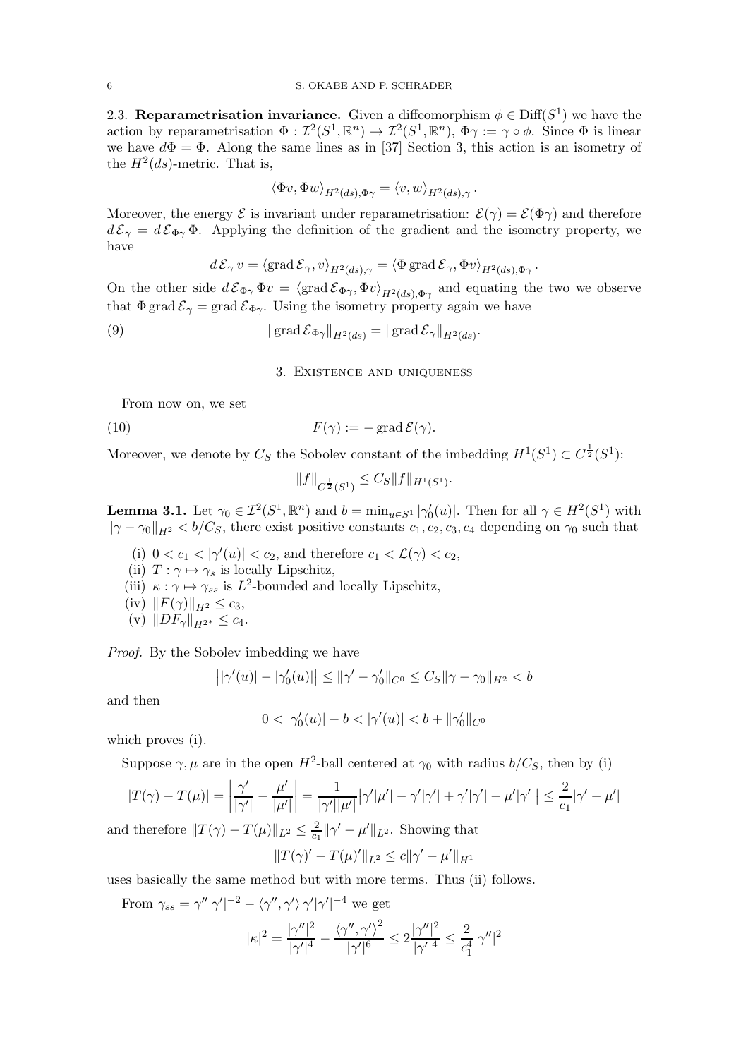2.3. **Reparametrisation invariance.** Given a diffeomorphism $\phi \in \mathrm{Diff}(S^1)$ we have the action by reparametrisation $\Phi : \mathcal{I}^2(S^1, \mathbb{R}^n) \to \mathcal{I}^2(S^1, \mathbb{R}^n)$, $\Phi\gamma := \gamma \circ \phi$. Since $\Phi$ is linear we have $d\Phi = \Phi$. Along the same lines as in [37] Section 3, this action is an isometry of the $H^2(ds)$-metric. That is,

$$\langle \Phi v, \Phi w \rangle_{H^2(ds), \Phi\gamma} = \langle v, w \rangle_{H^2(ds), \gamma}.$$

Moreover, the energy $\mathcal{E}$ is invariant under reparametrisation: $\mathcal{E}(\gamma) = \mathcal{E}(\Phi\gamma)$ and therefore $d\,\mathcal{E}_\gamma = d\,\mathcal{E}_{\Phi\gamma}\,\Phi$. Applying the definition of the gradient and the isometry property, we have

$$d\,\mathcal{E}_\gamma\, v = \langle \operatorname{grad} \mathcal{E}_\gamma, v \rangle_{H^2(ds), \gamma} = \langle \Phi \operatorname{grad} \mathcal{E}_\gamma, \Phi v \rangle_{H^2(ds), \Phi\gamma}.$$

On the other side $d\,\mathcal{E}_{\Phi\gamma}\,\Phi v = \langle \operatorname{grad} \mathcal{E}_{\Phi\gamma}, \Phi v \rangle_{H^2(ds), \Phi\gamma}$ and equating the two we observe that $\Phi \operatorname{grad} \mathcal{E}_\gamma = \operatorname{grad} \mathcal{E}_{\Phi\gamma}$. Using the isometry property again we have

$$\|\operatorname{grad} \mathcal{E}_{\Phi\gamma}\|_{H^2(ds)} = \|\operatorname{grad} \mathcal{E}_\gamma\|_{H^2(ds)}. \tag{9}$$

## 3. Existence and uniqueness

From now on, we set

$$F(\gamma) := -\operatorname{grad} \mathcal{E}(\gamma). \tag{10}$$

Moreover, we denote by $C_S$ the Sobolev constant of the imbedding $H^1(S^1) \subset C^{\frac{1}{2}}(S^1)$:

$$\|f\|_{C^{\frac{1}{2}}(S^1)} \leq C_S \|f\|_{H^1(S^1)}.$$

**Lemma 3.1.** Let $\gamma_0 \in \mathcal{I}^2(S^1, \mathbb{R}^n)$ and $b = \min_{u \in S^1} |\gamma_0'(u)|$. Then for all $\gamma \in H^2(S^1)$ with $\|\gamma - \gamma_0\|_{H^2} < b/C_S$, there exist positive constants $c_1, c_2, c_3, c_4$ depending on $\gamma_0$ such that

- (i) $0 < c_1 < |\gamma'(u)| < c_2$, and therefore $c_1 < \mathcal{L}(\gamma) < c_2$,
- (ii) $T : \gamma \mapsto \gamma_s$ is locally Lipschitz,
- (iii) $\kappa : \gamma \mapsto \gamma_{ss}$ is $L^2$-bounded and locally Lipschitz,
- (iv) $\|F(\gamma)\|_{H^2} \leq c_3$,
- (v) $\|DF_\gamma\|_{H^{2*}} \leq c_4$.

*Proof.* By the Sobolev imbedding we have

$$\big||\gamma'(u)| - |\gamma_0'(u)|\big| \leq \|\gamma' - \gamma_0'\|_{C^0} \leq C_S \|\gamma - \gamma_0\|_{H^2} < b$$

and then

$$0 < |\gamma_0'(u)| - b < |\gamma'(u)| < b + \|\gamma_0'\|_{C^0}$$

which proves (i).

Suppose $\gamma, \mu$ are in the open $H^2$-ball centered at $\gamma_0$ with radius $b/C_S$, then by (i)

$$|T(\gamma) - T(\mu)| = \left| \frac{\gamma'}{|\gamma'|} - \frac{\mu'}{|\mu'|} \right| = \frac{1}{|\gamma'||\mu'|} \big| \gamma'|\mu'| - \gamma'|\gamma'| + \gamma'|\gamma'| - \mu'|\gamma'| \big| \leq \frac{2}{c_1} |\gamma' - \mu'|$$

and therefore $\|T(\gamma) - T(\mu)\|_{L^2} \leq \frac{2}{c_1} \|\gamma' - \mu'\|_{L^2}$. Showing that

$$\|T(\gamma)' - T(\mu)'\|_{L^2} \leq c \|\gamma' - \mu'\|_{H^1}$$

uses basically the same method but with more terms. Thus (ii) follows.

From $\gamma_{ss} = \gamma'' |\gamma'|^{-2} - \langle \gamma'', \gamma' \rangle \gamma' |\gamma'|^{-4}$ we get

$$|\kappa|^2 = \frac{|\gamma''|^2}{|\gamma'|^4} - \frac{\langle \gamma'', \gamma' \rangle^2}{|\gamma'|^6} \leq 2 \frac{|\gamma''|^2}{|\gamma'|^4} \leq \frac{2}{c_1^4} |\gamma''|^2$$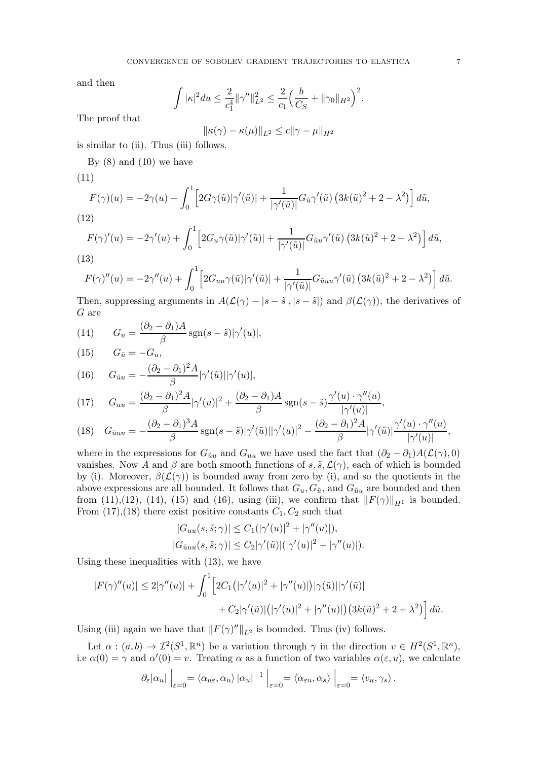and then

$$\int |\kappa|^2 du \le \frac{2}{c_1^4}\|\gamma''\|_{L^2}^2 \le \frac{2}{c_1}\Big(\frac{b}{C_S} + \|\gamma_0\|_{H^2}\Big)^2.$$

The proof that

$$\|\kappa(\gamma) - \kappa(\mu)\|_{L^2} \le c\|\gamma - \mu\|_{H^2}$$

is similar to (ii). Thus (iii) follows.

By (8) and (10) we have

(11)

$$F(\gamma)(u) = -2\gamma(u) + \int_0^1 \Big[2G\gamma(\tilde u)|\gamma'(\tilde u)| + \frac{1}{|\gamma'(\tilde u)|}G_{\tilde u}\gamma'(\tilde u)\left(3k(\tilde u)^2 + 2 - \lambda^2\right)\Big]\, d\tilde u,$$

(12)

$$F(\gamma)'(u) = -2\gamma'(u) + \int_0^1 \Big[2G_u\gamma(\tilde u)|\gamma'(\tilde u)| + \frac{1}{|\gamma'(\tilde u)|}G_{\tilde u u}\gamma'(\tilde u)\left(3k(\tilde u)^2 + 2 - \lambda^2\right)\Big]\, d\tilde u,$$

(13)

$$F(\gamma)''(u) = -2\gamma''(u) + \int_0^1 \Big[2G_{uu}\gamma(\tilde u)|\gamma'(\tilde u)| + \frac{1}{|\gamma'(\tilde u)|}G_{\tilde u uu}\gamma'(\tilde u)\left(3k(\tilde u)^2 + 2 - \lambda^2\right)\Big]\, d\tilde u.$$

Then, suppressing arguments in $A(\mathcal{L}(\gamma) - |s-\tilde s|, |s-\tilde s|)$ and $\beta(\mathcal{L}(\gamma))$, the derivatives of $G$ are

$$G_u = \frac{(\partial_2 - \partial_1)A}{\beta}\operatorname{sgn}(s-\tilde s)|\gamma'(u)|, \tag{14}$$

$$G_{\tilde u} = -G_u, \tag{15}$$

$$G_{\tilde u u} = -\frac{(\partial_2 - \partial_1)^2 A}{\beta}|\gamma'(\tilde u)||\gamma'(u)|, \tag{16}$$

$$G_{uu} = \frac{(\partial_2 - \partial_1)^2 A}{\beta}|\gamma'(u)|^2 + \frac{(\partial_2 - \partial_1)A}{\beta}\operatorname{sgn}(s-\tilde s)\frac{\gamma'(u)\cdot\gamma''(u)}{|\gamma'(u)|}, \tag{17}$$

$$G_{\tilde u uu} = -\frac{(\partial_2 - \partial_1)^3 A}{\beta}\operatorname{sgn}(s-\tilde s)|\gamma'(\tilde u)||\gamma'(u)|^2 - \frac{(\partial_2 - \partial_1)^2 A}{\beta}|\gamma'(\tilde u)|\frac{\gamma'(u)\cdot\gamma''(u)}{|\gamma'(u)|}, \tag{18}$$

where in the expressions for $G_{\tilde u u}$ and $G_{uu}$ we have used the fact that $(\partial_2 - \partial_1)A(\mathcal{L}(\gamma), 0)$ vanishes. Now $A$ and $\beta$ are both smooth functions of $s, \tilde s, \mathcal{L}(\gamma)$, each of which is bounded by (i). Moreover, $\beta(\mathcal{L}(\gamma))$ is bounded away from zero by (i), and so the quotients in the above expressions are all bounded. It follows that $G_u, G_{\tilde u}$, and $G_{\tilde u u}$ are bounded and then from (11),(12), (14), (15) and (16), using (iii), we confirm that $\|F(\gamma)\|_{H^1}$ is bounded. From (17),(18) there exist positive constants $C_1, C_2$ such that

$$|G_{uu}(s, \tilde s; \gamma)| \le C_1(|\gamma'(u)|^2 + |\gamma''(u)|),$$
$$|G_{\tilde u uu}(s, \tilde s; \gamma)| \le C_2|\gamma'(\tilde u)|(|\gamma'(u)|^2 + |\gamma''(u)|).$$

Using these inequalities with (13), we have

$$|F(\gamma)''(u)| \le 2|\gamma''(u)| + \int_0^1 \Big[2C_1\big(|\gamma'(u)|^2 + |\gamma''(u)|\big)|\gamma(\tilde u)||\gamma'(\tilde u)| + C_2|\gamma'(\tilde u)|\big(|\gamma'(u)|^2 + |\gamma''(u)|\big)\big(3k(\tilde u)^2 + 2 + \lambda^2\big)\Big]\, d\tilde u.$$

Using (iii) again we have that $\|F(\gamma)''\|_{L^2}$ is bounded. Thus (iv) follows.

Let $\alpha : (a,b) \to \mathcal{I}^2(S^1, \mathbb{R}^n)$ be a variation through $\gamma$ in the direction $v \in H^2(S^1, \mathbb{R}^n)$, i.e $\alpha(0) = \gamma$ and $\alpha'(0) = v$. Treating $\alpha$ as a function of two variables $\alpha(\varepsilon, u)$, we calculate

$$\partial_\varepsilon|\alpha_u|\,\Big|_{\varepsilon=0} = \langle \alpha_{u\varepsilon}, \alpha_u\rangle\,|\alpha_u|^{-1}\,\Big|_{\varepsilon=0} = \langle \alpha_{\varepsilon u}, \alpha_s\rangle\,\Big|_{\varepsilon=0} = \langle v_u, \gamma_s\rangle\,.$$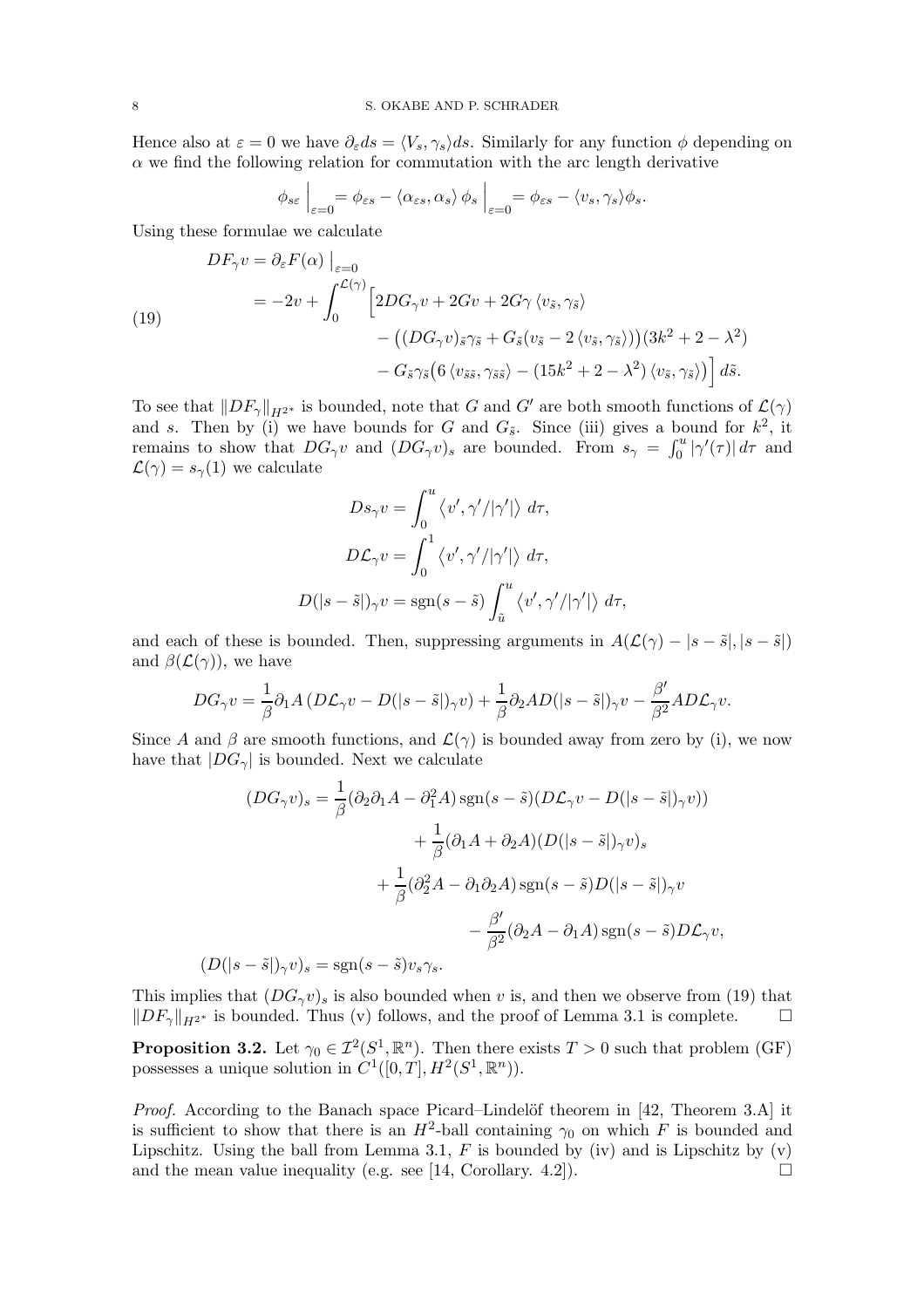Hence also at $\varepsilon = 0$ we have $\partial_\varepsilon ds = \langle V_s, \gamma_s\rangle ds$. Similarly for any function $\phi$ depending on $\alpha$ we find the following relation for commutation with the arc length derivative

$$\phi_{s\varepsilon}\Big|_{\varepsilon=0} = \phi_{\varepsilon s} - \langle \alpha_{\varepsilon s}, \alpha_s\rangle \phi_s\Big|_{\varepsilon=0} = \phi_{\varepsilon s} - \langle v_s, \gamma_s\rangle \phi_s.$$

Using these formulae we calculate

$$\begin{aligned}
DF_\gamma v &= \partial_\varepsilon F(\alpha)\,\big|_{\varepsilon=0} \\
&= -2v + \int_0^{\mathcal{L}(\gamma)} \Big[ 2DG_\gamma v + 2Gv + 2G\gamma \langle v_{\tilde{s}}, \gamma_{\tilde{s}}\rangle \\
&\qquad - \big((DG_\gamma v)_{\tilde{s}}\gamma_{\tilde{s}} + G_{\tilde{s}}(v_{\tilde{s}} - 2\langle v_{\tilde{s}}, \gamma_{\tilde{s}}\rangle)\big)(3k^2 + 2 - \lambda^2) \\
&\qquad - G_{\tilde{s}}\gamma_{\tilde{s}}\big(6\langle v_{\tilde{s}\tilde{s}}, \gamma_{\tilde{s}\tilde{s}}\rangle - (15k^2 + 2 - \lambda^2)\langle v_{\tilde{s}}, \gamma_{\tilde{s}}\rangle\big)\Big] d\tilde{s}.
\end{aligned} \tag{19}$$

To see that $\|DF_\gamma\|_{H^{2*}}$ is bounded, note that $G$ and $G'$ are both smooth functions of $\mathcal{L}(\gamma)$ and $s$. Then by (i) we have bounds for $G$ and $G_{\tilde{s}}$. Since (iii) gives a bound for $k^2$, it remains to show that $DG_\gamma v$ and $(DG_\gamma v)_s$ are bounded. From $s_\gamma = \int_0^u |\gamma'(\tau)|\,d\tau$ and $\mathcal{L}(\gamma) = s_\gamma(1)$ we calculate

$$\begin{aligned}
Ds_\gamma v &= \int_0^u \langle v', \gamma'/|\gamma'|\rangle \, d\tau, \\
D\mathcal{L}_\gamma v &= \int_0^1 \langle v', \gamma'/|\gamma'|\rangle \, d\tau, \\
D(|s-\tilde{s}|)_\gamma v &= \operatorname{sgn}(s-\tilde{s}) \int_{\tilde{u}}^u \langle v', \gamma'/|\gamma'|\rangle \, d\tau,
\end{aligned}$$

and each of these is bounded. Then, suppressing arguments in $A(\mathcal{L}(\gamma) - |s-\tilde{s}|, |s-\tilde{s}|)$ and $\beta(\mathcal{L}(\gamma))$, we have

$$DG_\gamma v = \frac{1}{\beta}\partial_1 A\,(D\mathcal{L}_\gamma v - D(|s-\tilde{s}|)_\gamma v) + \frac{1}{\beta}\partial_2 A D(|s-\tilde{s}|)_\gamma v - \frac{\beta'}{\beta^2} A D\mathcal{L}_\gamma v.$$

Since $A$ and $\beta$ are smooth functions, and $\mathcal{L}(\gamma)$ is bounded away from zero by (i), we now have that $|DG_\gamma|$ is bounded. Next we calculate

$$\begin{aligned}
(DG_\gamma v)_s &= \frac{1}{\beta}(\partial_2\partial_1 A - \partial_1^2 A)\operatorname{sgn}(s-\tilde{s})(D\mathcal{L}_\gamma v - D(|s-\tilde{s}|)_\gamma v)) \\
&\quad + \frac{1}{\beta}(\partial_1 A + \partial_2 A)(D(|s-\tilde{s}|)_\gamma v)_s \\
&\quad + \frac{1}{\beta}(\partial_2^2 A - \partial_1\partial_2 A)\operatorname{sgn}(s-\tilde{s}) D(|s-\tilde{s}|)_\gamma v \\
&\quad - \frac{\beta'}{\beta^2}(\partial_2 A - \partial_1 A)\operatorname{sgn}(s-\tilde{s}) D\mathcal{L}_\gamma v, \\
(D(|s-\tilde{s}|)_\gamma v)_s &= \operatorname{sgn}(s-\tilde{s}) v_s \gamma_s.
\end{aligned}$$

This implies that $(DG_\gamma v)_s$ is also bounded when $v$ is, and then we observe from (19) that $\|DF_\gamma\|_{H^{2*}}$ is bounded. Thus (v) follows, and the proof of Lemma 3.1 is complete. $\square$

**Proposition 3.2.** *Let $\gamma_0 \in \mathcal{I}^2(S^1, \mathbb{R}^n)$. Then there exists $T > 0$ such that problem (GF) possesses a unique solution in $C^1([0,T], H^2(S^1, \mathbb{R}^n))$.*

*Proof.* According to the Banach space Picard–Lindelöf theorem in [42, Theorem 3.A] it is sufficient to show that there is an $H^2$-ball containing $\gamma_0$ on which $F$ is bounded and Lipschitz. Using the ball from Lemma 3.1, $F$ is bounded by (iv) and is Lipschitz by (v) and the mean value inequality (e.g. see [14, Corollary. 4.2]). $\square$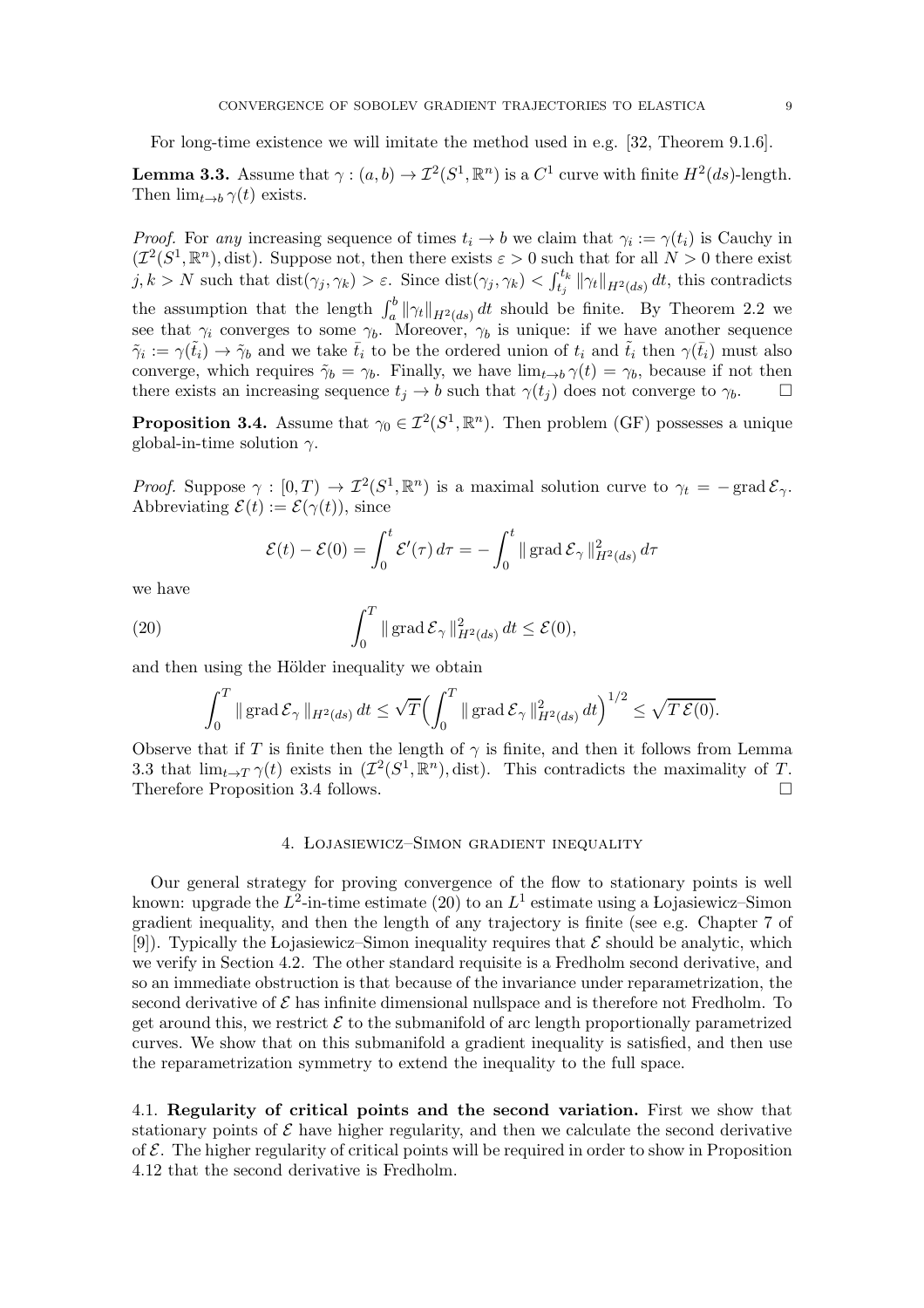For long-time existence we will imitate the method used in e.g. [32, Theorem 9.1.6].

**Lemma 3.3.** *Assume that $\gamma : (a,b) \to \mathcal{I}^2(S^1, \mathbb{R}^n)$ is a $C^1$ curve with finite $H^2(ds)$-length. Then $\lim_{t\to b} \gamma(t)$ exists.*

*Proof.* For *any* increasing sequence of times $t_i \to b$ we claim that $\gamma_i := \gamma(t_i)$ is Cauchy in $(\mathcal{I}^2(S^1, \mathbb{R}^n), \mathrm{dist})$. Suppose not, then there exists $\varepsilon > 0$ such that for all $N > 0$ there exist $j, k > N$ such that $\mathrm{dist}(\gamma_j, \gamma_k) > \varepsilon$. Since $\mathrm{dist}(\gamma_j, \gamma_k) < \int_{t_j}^{t_k} \|\gamma_t\|_{H^2(ds)}\, dt$, this contradicts the assumption that the length $\int_a^b \|\gamma_t\|_{H^2(ds)}\, dt$ should be finite. By Theorem 2.2 we see that $\gamma_i$ converges to some $\gamma_b$. Moreover, $\gamma_b$ is unique: if we have another sequence $\tilde{\gamma}_i := \gamma(\tilde{t}_i) \to \tilde{\gamma}_b$ and we take $\bar{t}_i$ to be the ordered union of $t_i$ and $\tilde{t}_i$ then $\gamma(\bar{t}_i)$ must also converge, which requires $\tilde{\gamma}_b = \gamma_b$. Finally, we have $\lim_{t\to b} \gamma(t) = \gamma_b$, because if not then there exists an increasing sequence $t_j \to b$ such that $\gamma(t_j)$ does not converge to $\gamma_b$. $\square$

**Proposition 3.4.** *Assume that $\gamma_0 \in \mathcal{I}^2(S^1, \mathbb{R}^n)$. Then problem (GF) possesses a unique global-in-time solution $\gamma$.*

*Proof.* Suppose $\gamma : [0, T) \to \mathcal{I}^2(S^1, \mathbb{R}^n)$ is a maximal solution curve to $\gamma_t = -\operatorname{grad} \mathcal{E}_\gamma$. Abbreviating $\mathcal{E}(t) := \mathcal{E}(\gamma(t))$, since

$$\mathcal{E}(t) - \mathcal{E}(0) = \int_0^t \mathcal{E}'(\tau)\, d\tau = -\int_0^t \|\operatorname{grad} \mathcal{E}_\gamma\|_{H^2(ds)}^2\, d\tau$$

we have

$$\int_0^T \|\operatorname{grad} \mathcal{E}_\gamma\|_{H^2(ds)}^2\, dt \le \mathcal{E}(0), \tag{20}$$

and then using the Hölder inequality we obtain

$$\int_0^T \|\operatorname{grad} \mathcal{E}_\gamma\|_{H^2(ds)}\, dt \le \sqrt{T}\Big(\int_0^T \|\operatorname{grad} \mathcal{E}_\gamma\|_{H^2(ds)}^2\, dt\Big)^{1/2} \le \sqrt{T\, \mathcal{E}(0)}.$$

Observe that if $T$ is finite then the length of $\gamma$ is finite, and then it follows from Lemma 3.3 that $\lim_{t\to T} \gamma(t)$ exists in $(\mathcal{I}^2(S^1, \mathbb{R}^n), \mathrm{dist})$. This contradicts the maximality of $T$. Therefore Proposition 3.4 follows. $\square$

## 4. Łojasiewicz–Simon gradient inequality

Our general strategy for proving convergence of the flow to stationary points is well known: upgrade the $L^2$-in-time estimate (20) to an $L^1$ estimate using a Łojasiewicz–Simon gradient inequality, and then the length of any trajectory is finite (see e.g. Chapter 7 of [9]). Typically the Łojasiewicz–Simon inequality requires that $\mathcal{E}$ should be analytic, which we verify in Section 4.2. The other standard requisite is a Fredholm second derivative, and so an immediate obstruction is that because of the invariance under reparametrization, the second derivative of $\mathcal{E}$ has infinite dimensional nullspace and is therefore not Fredholm. To get around this, we restrict $\mathcal{E}$ to the submanifold of arc length proportionally parametrized curves. We show that on this submanifold a gradient inequality is satisfied, and then use the reparametrization symmetry to extend the inequality to the full space.

### 4.1. Regularity of critical points and the second variation.

First we show that stationary points of $\mathcal{E}$ have higher regularity, and then we calculate the second derivative of $\mathcal{E}$. The higher regularity of critical points will be required in order to show in Proposition 4.12 that the second derivative is Fredholm.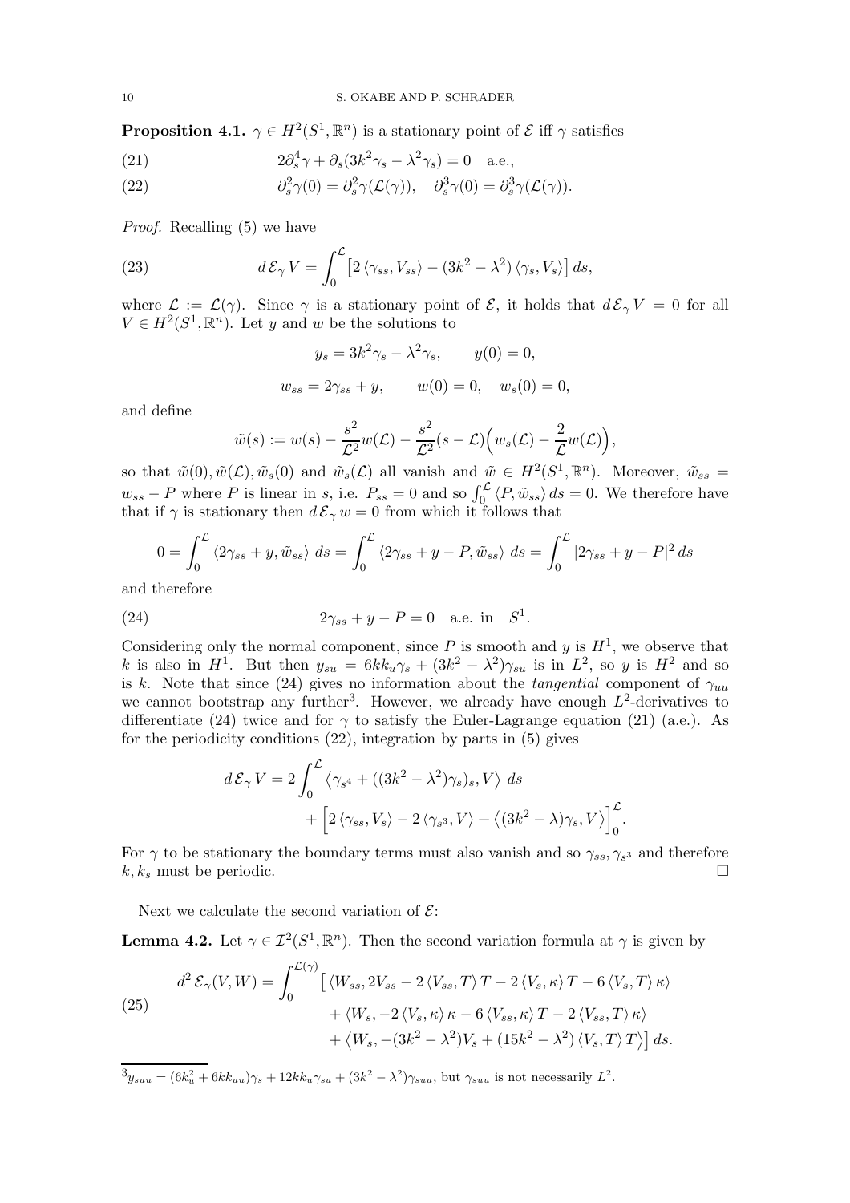**Proposition 4.1.** $\gamma \in H^2(S^1, \mathbb{R}^n)$ is a stationary point of $\mathcal{E}$ iff $\gamma$ satisfies

$$2\partial_s^4\gamma + \partial_s(3k^2\gamma_s - \lambda^2\gamma_s) = 0 \quad \text{a.e.,} \tag{21}$$

$$\partial_s^2\gamma(0) = \partial_s^2\gamma(\mathcal{L}(\gamma)), \quad \partial_s^3\gamma(0) = \partial_s^3\gamma(\mathcal{L}(\gamma)). \tag{22}$$

*Proof.* Recalling (5) we have

$$d\,\mathcal{E}_\gamma V = \int_0^{\mathcal{L}} \left[2\langle\gamma_{ss}, V_{ss}\rangle - (3k^2 - \lambda^2)\langle\gamma_s, V_s\rangle\right] ds, \tag{23}$$

where $\mathcal{L} := \mathcal{L}(\gamma)$. Since $\gamma$ is a stationary point of $\mathcal{E}$, it holds that $d\,\mathcal{E}_\gamma V = 0$ for all $V \in H^2(S^1, \mathbb{R}^n)$. Let $y$ and $w$ be the solutions to

$$y_s = 3k^2\gamma_s - \lambda^2\gamma_s, \qquad y(0) = 0,$$

$$w_{ss} = 2\gamma_{ss} + y, \qquad w(0) = 0, \quad w_s(0) = 0,$$

and define

$$\tilde{w}(s) := w(s) - \frac{s^2}{\mathcal{L}^2}w(\mathcal{L}) - \frac{s^2}{\mathcal{L}^2}(s - \mathcal{L})\Big(w_s(\mathcal{L}) - \frac{2}{\mathcal{L}}w(\mathcal{L})\Big),$$

so that $\tilde{w}(0), \tilde{w}(\mathcal{L}), \tilde{w}_s(0)$ and $\tilde{w}_s(\mathcal{L})$ all vanish and $\tilde{w} \in H^2(S^1, \mathbb{R}^n)$. Moreover, $\tilde{w}_{ss} = w_{ss} - P$ where $P$ is linear in $s$, i.e. $P_{ss} = 0$ and so $\int_0^{\mathcal{L}} \langle P, \tilde{w}_{ss}\rangle\, ds = 0$. We therefore have that if $\gamma$ is stationary then $d\,\mathcal{E}_\gamma w = 0$ from which it follows that

$$0 = \int_0^{\mathcal{L}} \langle 2\gamma_{ss} + y, \tilde{w}_{ss}\rangle\, ds = \int_0^{\mathcal{L}} \langle 2\gamma_{ss} + y - P, \tilde{w}_{ss}\rangle\, ds = \int_0^{\mathcal{L}} |2\gamma_{ss} + y - P|^2\, ds$$

and therefore

$$2\gamma_{ss} + y - P = 0 \quad \text{a.e. in} \quad S^1. \tag{24}$$

Considering only the normal component, since $P$ is smooth and $y$ is $H^1$, we observe that $k$ is also in $H^1$. But then $y_{su} = 6kk_u\gamma_s + (3k^2 - \lambda^2)\gamma_{su}$ is in $L^2$, so $y$ is $H^2$ and so is $k$. Note that since (24) gives no information about the *tangential* component of $\gamma_{uu}$ we cannot bootstrap any further[3]. However, we already have enough $L^2$-derivatives to differentiate (24) twice and for $\gamma$ to satisfy the Euler-Lagrange equation (21) (a.e.). As for the periodicity conditions (22), integration by parts in (5) gives

$$\begin{aligned} d\,\mathcal{E}_\gamma V = 2\int_0^{\mathcal{L}} &\left\langle \gamma_{s^4} + ((3k^2 - \lambda^2)\gamma_s)_s, V\right\rangle\, ds \\ &+ \Big[2\langle\gamma_{ss}, V_s\rangle - 2\langle\gamma_{s^3}, V\rangle + \left\langle(3k^2 - \lambda)\gamma_s, V\right\rangle\Big]_0^{\mathcal{L}}. \end{aligned}$$

For $\gamma$ to be stationary the boundary terms must also vanish and so $\gamma_{ss}, \gamma_{s^3}$ and therefore $k, k_s$ must be periodic. $\square$

Next we calculate the second variation of $\mathcal{E}$:

**Lemma 4.2.** Let $\gamma \in \mathcal{I}^2(S^1, \mathbb{R}^n)$. Then the second variation formula at $\gamma$ is given by

$$\begin{aligned} d^2\,\mathcal{E}_\gamma(V, W) = \int_0^{\mathcal{L}(\gamma)} &\big[\langle W_{ss}, 2V_{ss} - 2\langle V_{ss}, T\rangle T - 2\langle V_s, \kappa\rangle T - 6\langle V_s, T\rangle\kappa\rangle \\ &+ \langle W_s, -2\langle V_s, \kappa\rangle\kappa - 6\langle V_{ss}, \kappa\rangle T - 2\langle V_{ss}, T\rangle\kappa\rangle \\ &+ \left\langle W_s, -(3k^2 - \lambda^2)V_s + (15k^2 - \lambda^2)\langle V_s, T\rangle T\right\rangle\big]\, ds. \end{aligned} \tag{25}$$

[3] $y_{suu} = (6k_u^2 + 6kk_{uu})\gamma_s + 12kk_u\gamma_{su} + (3k^2 - \lambda^2)\gamma_{suu}$, but $\gamma_{suu}$ is not necessarily $L^2$.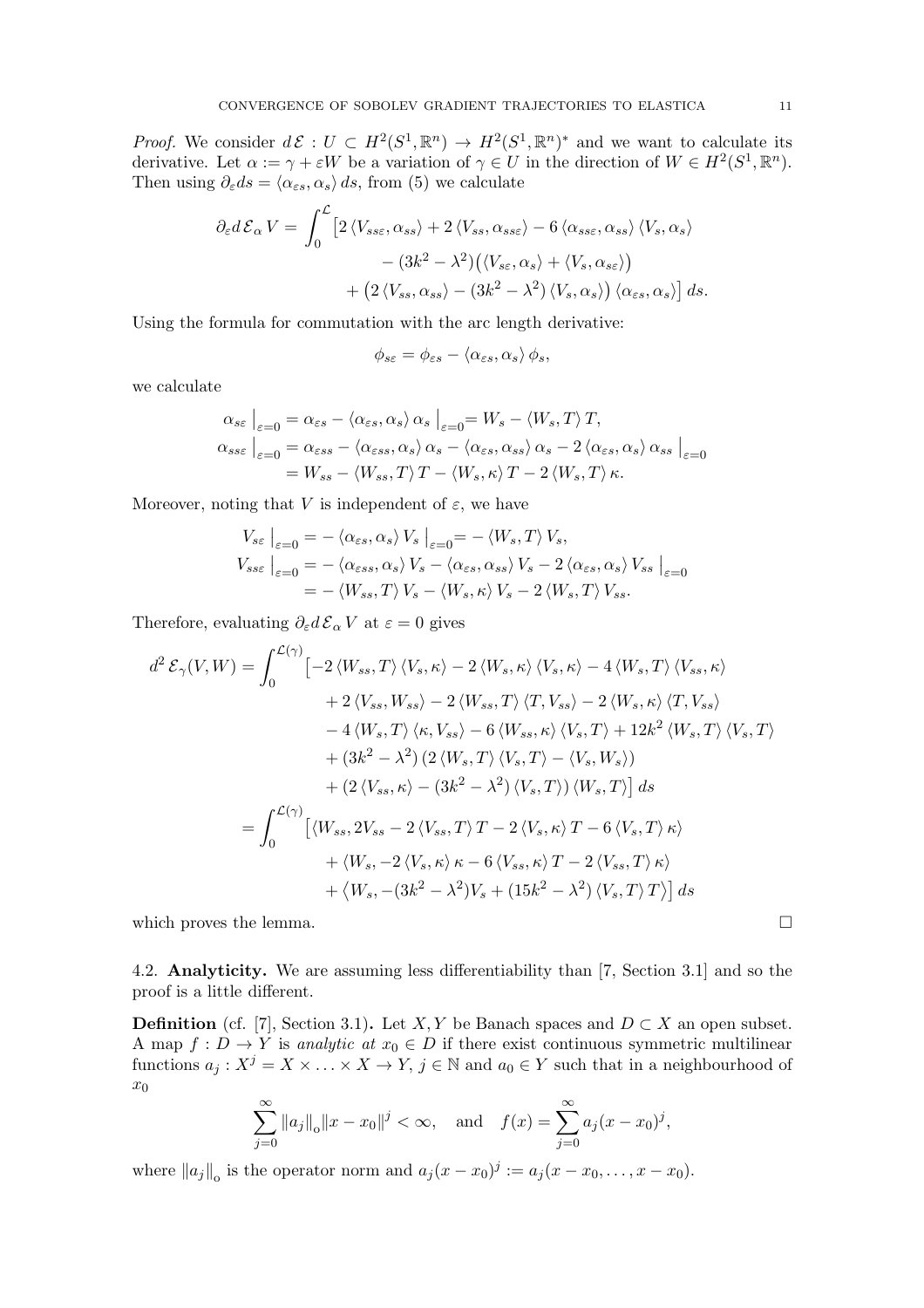*Proof.* We consider $d\,\mathcal{E} : U \subset H^2(S^1,\mathbb{R}^n) \to H^2(S^1,\mathbb{R}^n)^*$ and we want to calculate its derivative. Let $\alpha := \gamma + \varepsilon W$ be a variation of $\gamma \in U$ in the direction of $W \in H^2(S^1,\mathbb{R}^n)$. Then using $\partial_\varepsilon ds = \langle \alpha_{\varepsilon s}, \alpha_s \rangle\, ds$, from (5) we calculate

$$\begin{aligned}
\partial_\varepsilon d\,\mathcal{E}_\alpha V = \int_0^{\mathcal{L}} \big[ & 2\langle V_{ss\varepsilon}, \alpha_{ss}\rangle + 2\langle V_{ss}, \alpha_{ss\varepsilon}\rangle - 6\langle \alpha_{ss\varepsilon}, \alpha_{ss}\rangle \langle V_s, \alpha_s\rangle \\
& - (3k^2 - \lambda^2)\big(\langle V_{s\varepsilon}, \alpha_s\rangle + \langle V_s, \alpha_{s\varepsilon}\rangle\big) \\
& + \big(2\langle V_{ss}, \alpha_{ss}\rangle - (3k^2-\lambda^2)\langle V_s, \alpha_s\rangle\big)\langle \alpha_{\varepsilon s}, \alpha_s\rangle \big]\, ds.
\end{aligned}$$

Using the formula for commutation with the arc length derivative:

$$\phi_{s\varepsilon} = \phi_{\varepsilon s} - \langle \alpha_{\varepsilon s}, \alpha_s\rangle \phi_s,$$

we calculate

$$\begin{aligned}
\alpha_{s\varepsilon}\big|_{\varepsilon=0} &= \alpha_{\varepsilon s} - \langle \alpha_{\varepsilon s}, \alpha_s\rangle \alpha_s \big|_{\varepsilon=0} = W_s - \langle W_s, T\rangle T, \\
\alpha_{ss\varepsilon}\big|_{\varepsilon=0} &= \alpha_{\varepsilon ss} - \langle \alpha_{\varepsilon ss}, \alpha_s\rangle \alpha_s - \langle \alpha_{\varepsilon s}, \alpha_{ss}\rangle \alpha_s - 2\langle \alpha_{\varepsilon s}, \alpha_s\rangle \alpha_{ss}\big|_{\varepsilon=0} \\
&= W_{ss} - \langle W_{ss}, T\rangle T - \langle W_s, \kappa\rangle T - 2\langle W_s, T\rangle \kappa.
\end{aligned}$$

Moreover, noting that $V$ is independent of $\varepsilon$, we have

$$\begin{aligned}
V_{s\varepsilon}\big|_{\varepsilon=0} &= -\langle \alpha_{\varepsilon s}, \alpha_s\rangle V_s\big|_{\varepsilon=0} = -\langle W_s, T\rangle V_s, \\
V_{ss\varepsilon}\big|_{\varepsilon=0} &= -\langle \alpha_{\varepsilon ss}, \alpha_s\rangle V_s - \langle \alpha_{\varepsilon s}, \alpha_{ss}\rangle V_s - 2\langle \alpha_{\varepsilon s}, \alpha_s\rangle V_{ss}\big|_{\varepsilon=0} \\
&= -\langle W_{ss}, T\rangle V_s - \langle W_s, \kappa\rangle V_s - 2\langle W_s, T\rangle V_{ss}.
\end{aligned}$$

Therefore, evaluating $\partial_\varepsilon d\,\mathcal{E}_\alpha V$ at $\varepsilon = 0$ gives

$$\begin{aligned}
d^2\,\mathcal{E}_\gamma(V,W) = \int_0^{\mathcal{L}(\gamma)} \big[ & -2\langle W_{ss}, T\rangle\langle V_s, \kappa\rangle - 2\langle W_s, \kappa\rangle\langle V_s, \kappa\rangle - 4\langle W_s, T\rangle\langle V_{ss}, \kappa\rangle \\
& + 2\langle V_{ss}, W_{ss}\rangle - 2\langle W_{ss}, T\rangle\langle T, V_{ss}\rangle - 2\langle W_s, \kappa\rangle\langle T, V_{ss}\rangle \\
& - 4\langle W_s, T\rangle\langle \kappa, V_{ss}\rangle - 6\langle W_{ss}, \kappa\rangle\langle V_s, T\rangle + 12k^2\langle W_s, T\rangle\langle V_s, T\rangle \\
& + (3k^2-\lambda^2)\left(2\langle W_s, T\rangle\langle V_s, T\rangle - \langle V_s, W_s\rangle\right) \\
& + \left(2\langle V_{ss}, \kappa\rangle - (3k^2-\lambda^2)\langle V_s, T\rangle\right)\langle W_s, T\rangle \big]\, ds \\
= \int_0^{\mathcal{L}(\gamma)} \big[ & \langle W_{ss}, 2V_{ss} - 2\langle V_{ss}, T\rangle T - 2\langle V_s, \kappa\rangle T - 6\langle V_s, T\rangle \kappa\rangle \\
& + \langle W_s, -2\langle V_s, \kappa\rangle \kappa - 6\langle V_{ss}, \kappa\rangle T - 2\langle V_{ss}, T\rangle \kappa\rangle \\
& + \left\langle W_s, -(3k^2-\lambda^2)V_s + (15k^2-\lambda^2)\langle V_s, T\rangle T\right\rangle \big]\, ds
\end{aligned}$$

which proves the lemma. $\square$

### 4.2. Analyticity.

We are assuming less differentiability than [7, Section 3.1] and so the proof is a little different.

**Definition** (cf. [7], Section 3.1)**.** Let $X, Y$ be Banach spaces and $D \subset X$ an open subset. A map $f : D \to Y$ is *analytic at* $x_0 \in D$ if there exist continuous symmetric multilinear functions $a_j : X^j = X \times \ldots \times X \to Y$, $j \in \mathbb{N}$ and $a_0 \in Y$ such that in a neighbourhood of $x_0$

$$\sum_{j=0}^{\infty} \|a_j\|_{\mathrm{o}} \|x - x_0\|^j < \infty, \quad \text{and} \quad f(x) = \sum_{j=0}^{\infty} a_j (x - x_0)^j,$$

where $\|a_j\|_{\mathrm{o}}$ is the operator norm and $a_j(x - x_0)^j := a_j(x - x_0, \ldots, x - x_0)$.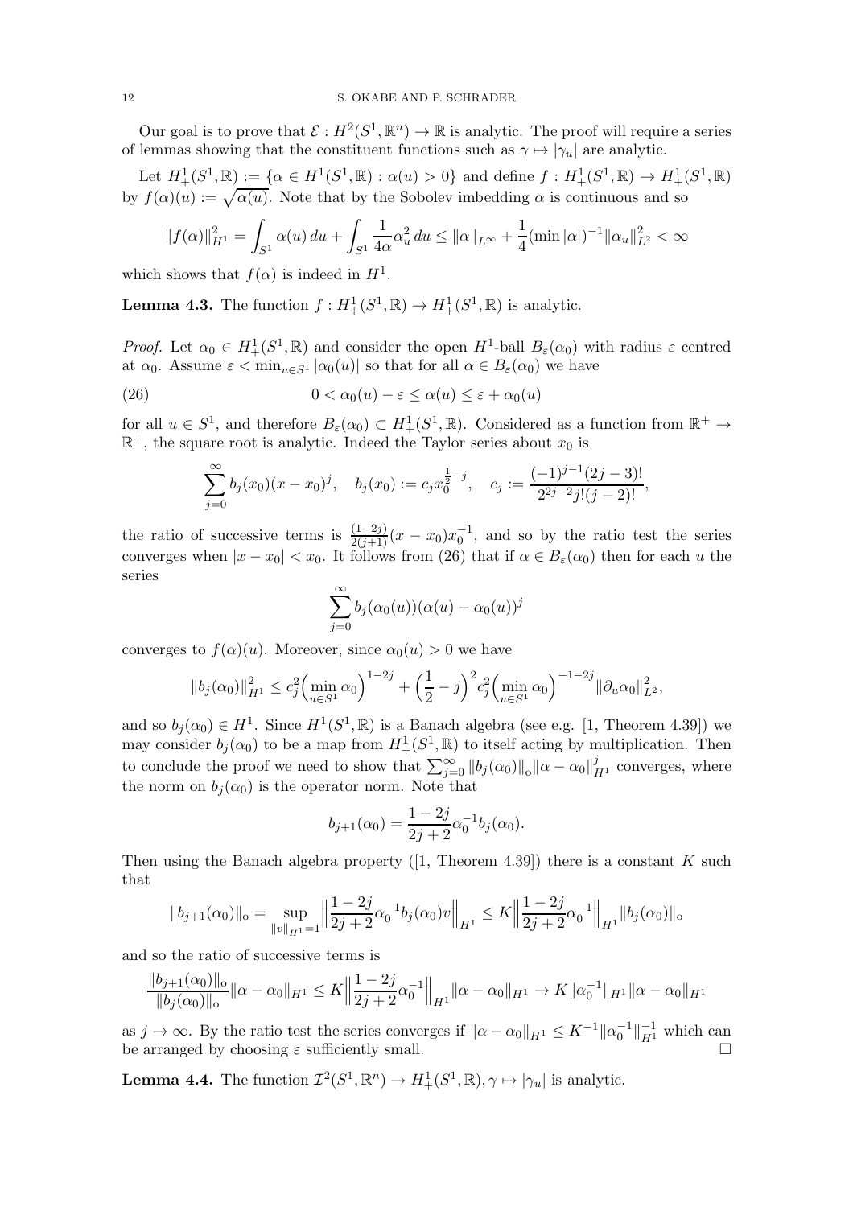Our goal is to prove that $\mathcal{E} : H^2(S^1, \mathbb{R}^n) \to \mathbb{R}$ is analytic. The proof will require a series of lemmas showing that the constituent functions such as $\gamma \mapsto |\gamma_u|$ are analytic.

Let $H^1_+(S^1, \mathbb{R}) := \{\alpha \in H^1(S^1, \mathbb{R}) : \alpha(u) > 0\}$ and define $f : H^1_+(S^1, \mathbb{R}) \to H^1_+(S^1, \mathbb{R})$ by $f(\alpha)(u) := \sqrt{\alpha(u)}$. Note that by the Sobolev imbedding $\alpha$ is continuous and so

$$\|f(\alpha)\|^2_{H^1} = \int_{S^1} \alpha(u)\, du + \int_{S^1} \frac{1}{4\alpha}\alpha_u^2\, du \leq \|\alpha\|_{L^\infty} + \frac{1}{4}(\min|\alpha|)^{-1}\|\alpha_u\|^2_{L^2} < \infty$$

which shows that $f(\alpha)$ is indeed in $H^1$.

**Lemma 4.3.** The function $f : H^1_+(S^1, \mathbb{R}) \to H^1_+(S^1, \mathbb{R})$ is analytic.

*Proof.* Let $\alpha_0 \in H^1_+(S^1, \mathbb{R})$ and consider the open $H^1$-ball $B_\varepsilon(\alpha_0)$ with radius $\varepsilon$ centred at $\alpha_0$. Assume $\varepsilon < \min_{u \in S^1} |\alpha_0(u)|$ so that for all $\alpha \in B_\varepsilon(\alpha_0)$ we have

$$0 < \alpha_0(u) - \varepsilon \leq \alpha(u) \leq \varepsilon + \alpha_0(u) \tag{26}$$

for all $u \in S^1$, and therefore $B_\varepsilon(\alpha_0) \subset H^1_+(S^1, \mathbb{R})$. Considered as a function from $\mathbb{R}^+ \to \mathbb{R}^+$, the square root is analytic. Indeed the Taylor series about $x_0$ is

$$\sum_{j=0}^\infty b_j(x_0)(x - x_0)^j, \quad b_j(x_0) := c_j x_0^{\frac{1}{2}-j}, \quad c_j := \frac{(-1)^{j-1}(2j-3)!}{2^{2j-2}j!(j-2)!},$$

the ratio of successive terms is $\frac{(1-2j)}{2(j+1)}(x - x_0)x_0^{-1}$, and so by the ratio test the series converges when $|x - x_0| < x_0$. It follows from (26) that if $\alpha \in B_\varepsilon(\alpha_0)$ then for each $u$ the series

$$\sum_{j=0}^\infty b_j(\alpha_0(u))(\alpha(u) - \alpha_0(u))^j$$

converges to $f(\alpha)(u)$. Moreover, since $\alpha_0(u) > 0$ we have

$$\|b_j(\alpha_0)\|^2_{H^1} \leq c_j^2\Big(\min_{u \in S^1} \alpha_0\Big)^{1-2j} + \Big(\frac{1}{2} - j\Big)^2 c_j^2 \Big(\min_{u \in S^1} \alpha_0\Big)^{-1-2j} \|\partial_u \alpha_0\|^2_{L^2},$$

and so $b_j(\alpha_0) \in H^1$. Since $H^1(S^1, \mathbb{R})$ is a Banach algebra (see e.g. [1, Theorem 4.39]) we may consider $b_j(\alpha_0)$ to be a map from $H^1_+(S^1, \mathbb{R})$ to itself acting by multiplication. Then to conclude the proof we need to show that $\sum_{j=0}^\infty \|b_j(\alpha_0)\|_\circ \|\alpha - \alpha_0\|^j_{H^1}$ converges, where the norm on $b_j(\alpha_0)$ is the operator norm. Note that

$$b_{j+1}(\alpha_0) = \frac{1-2j}{2j+2}\alpha_0^{-1} b_j(\alpha_0).$$

Then using the Banach algebra property ([1, Theorem 4.39]) there is a constant $K$ such that

$$\|b_{j+1}(\alpha_0)\|_\circ = \sup_{\|v\|_{H^1}=1} \Big\| \frac{1-2j}{2j+2}\alpha_0^{-1} b_j(\alpha_0) v \Big\|_{H^1} \leq K \Big\| \frac{1-2j}{2j+2}\alpha_0^{-1}\Big\|_{H^1} \|b_j(\alpha_0)\|_\circ$$

and so the ratio of successive terms is

$$\frac{\|b_{j+1}(\alpha_0)\|_\circ}{\|b_j(\alpha_0)\|_\circ}\|\alpha - \alpha_0\|_{H^1} \leq K \Big\| \frac{1-2j}{2j+2}\alpha_0^{-1} \Big\|_{H^1} \|\alpha - \alpha_0\|_{H^1} \to K\|\alpha_0^{-1}\|_{H^1}\|\alpha - \alpha_0\|_{H^1}$$

as $j \to \infty$. By the ratio test the series converges if $\|\alpha - \alpha_0\|_{H^1} \leq K^{-1}\|\alpha_0^{-1}\|^{-1}_{H^1}$ which can be arranged by choosing $\varepsilon$ sufficiently small. $\square$

**Lemma 4.4.** The function $\mathcal{I}^2(S^1, \mathbb{R}^n) \to H^1_+(S^1, \mathbb{R}), \gamma \mapsto |\gamma_u|$ is analytic.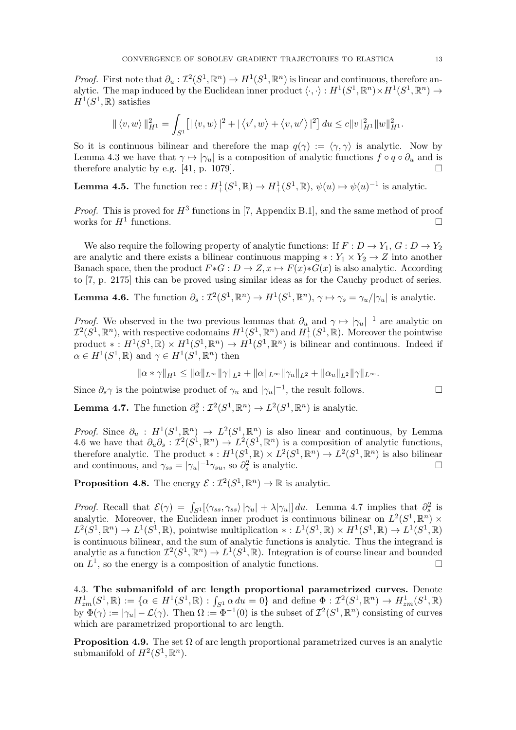*Proof.* First note that $\partial_u : \mathcal{I}^2(S^1, \mathbb{R}^n) \to H^1(S^1, \mathbb{R}^n)$ is linear and continuous, therefore analytic. The map induced by the Euclidean inner product $\langle \cdot, \cdot \rangle : H^1(S^1, \mathbb{R}^n) \times H^1(S^1, \mathbb{R}^n) \to H^1(S^1, \mathbb{R})$ satisfies

$$\| \langle v, w \rangle \|_{H^1}^2 = \int_{S^1} \left[ | \langle v, w \rangle |^2 + | \langle v', w \rangle + \langle v, w' \rangle |^2 \right] du \leq c \|v\|_{H^1}^2 \|w\|_{H^1}^2.$$

So it is continuous bilinear and therefore the map $q(\gamma) := \langle \gamma, \gamma \rangle$ is analytic. Now by Lemma 4.3 we have that $\gamma \mapsto |\gamma_u|$ is a composition of analytic functions $f \circ q \circ \partial_u$ and is therefore analytic by e.g. [41, p. 1079]. $\square$

**Lemma 4.5.** The function $\mathrm{rec} : H^1_+(S^1, \mathbb{R}) \to H^1_+(S^1, \mathbb{R})$, $\psi(u) \mapsto \psi(u)^{-1}$ is analytic.

*Proof.* This is proved for $H^3$ functions in [7, Appendix B.1], and the same method of proof works for $H^1$ functions. $\square$

We also require the following property of analytic functions: If $F : D \to Y_1$, $G : D \to Y_2$ are analytic and there exists a bilinear continuous mapping $* : Y_1 \times Y_2 \to Z$ into another Banach space, then the product $F * G : D \to Z, x \mapsto F(x) * G(x)$ is also analytic. According to [7, p. 2175] this can be proved using similar ideas as for the Cauchy product of series.

**Lemma 4.6.** The function $\partial_s : \mathcal{I}^2(S^1, \mathbb{R}^n) \to H^1(S^1, \mathbb{R}^n)$, $\gamma \mapsto \gamma_s = \gamma_u / |\gamma_u|$ is analytic.

*Proof.* We observed in the two previous lemmas that $\partial_u$ and $\gamma \mapsto |\gamma_u|^{-1}$ are analytic on $\mathcal{I}^2(S^1, \mathbb{R}^n)$, with respective codomains $H^1(S^1, \mathbb{R}^n)$ and $H^1_+(S^1, \mathbb{R})$. Moreover the pointwise product $* : H^1(S^1, \mathbb{R}) \times H^1(S^1, \mathbb{R}^n) \to H^1(S^1, \mathbb{R}^n)$ is bilinear and continuous. Indeed if $\alpha \in H^1(S^1, \mathbb{R})$ and $\gamma \in H^1(S^1, \mathbb{R}^n)$ then

$$\|\alpha * \gamma\|_{H^1} \leq \|\alpha\|_{L^\infty} \|\gamma\|_{L^2} + \|\alpha\|_{L^\infty} \|\gamma_u\|_{L^2} + \|\alpha_u\|_{L^2} \|\gamma\|_{L^\infty}.$$

Since $\partial_s \gamma$ is the pointwise product of $\gamma_u$ and $|\gamma_u|^{-1}$, the result follows. $\square$

**Lemma 4.7.** The function $\partial_s^2 : \mathcal{I}^2(S^1, \mathbb{R}^n) \to L^2(S^1, \mathbb{R}^n)$ is analytic.

*Proof.* Since $\partial_u : H^1(S^1, \mathbb{R}^n) \to L^2(S^1, \mathbb{R}^n)$ is also linear and continuous, by Lemma 4.6 we have that $\partial_u \partial_s : \mathcal{I}^2(S^1, \mathbb{R}^n) \to L^2(S^1, \mathbb{R}^n)$ is a composition of analytic functions, therefore analytic. The product $* : H^1(S^1, \mathbb{R}) \times L^2(S^1, \mathbb{R}^n) \to L^2(S^1, \mathbb{R}^n)$ is also bilinear and continuous, and $\gamma_{ss} = |\gamma_u|^{-1} \gamma_{su}$, so $\partial_s^2$ is analytic. $\square$

**Proposition 4.8.** The energy $\mathcal{E} : \mathcal{I}^2(S^1, \mathbb{R}^n) \to \mathbb{R}$ is analytic.

*Proof.* Recall that $\mathcal{E}(\gamma) = \int_{S^1} [\langle \gamma_{ss}, \gamma_{ss} \rangle |\gamma_u| + \lambda |\gamma_u|] \, du$. Lemma 4.7 implies that $\partial_s^2$ is analytic. Moreover, the Euclidean inner product is continuous bilinear on $L^2(S^1, \mathbb{R}^n) \times L^2(S^1, \mathbb{R}^n) \to L^1(S^1, \mathbb{R})$, pointwise multiplication $* : L^1(S^1, \mathbb{R}) \times H^1(S^1, \mathbb{R}) \to L^1(S^1, \mathbb{R})$ is continuous bilinear, and the sum of analytic functions is analytic. Thus the integrand is analytic as a function $\mathcal{I}^2(S^1, \mathbb{R}^n) \to L^1(S^1, \mathbb{R})$. Integration is of course linear and bounded on $L^1$, so the energy is a composition of analytic functions. $\square$

4.3. **The submanifold of arc length proportional parametrized curves.** Denote $H^1_{zm}(S^1, \mathbb{R}) := \{\alpha \in H^1(S^1, \mathbb{R}) : \int_{S^1} \alpha \, du = 0\}$ and define $\Phi : \mathcal{I}^2(S^1, \mathbb{R}^n) \to H^1_{zm}(S^1, \mathbb{R})$ by $\Phi(\gamma) := |\gamma_u| - \mathcal{L}(\gamma)$. Then $\Omega := \Phi^{-1}(0)$ is the subset of $\mathcal{I}^2(S^1, \mathbb{R}^n)$ consisting of curves which are parametrized proportional to arc length.

**Proposition 4.9.** The set $\Omega$ of arc length proportional parametrized curves is an analytic submanifold of $H^2(S^1, \mathbb{R}^n)$.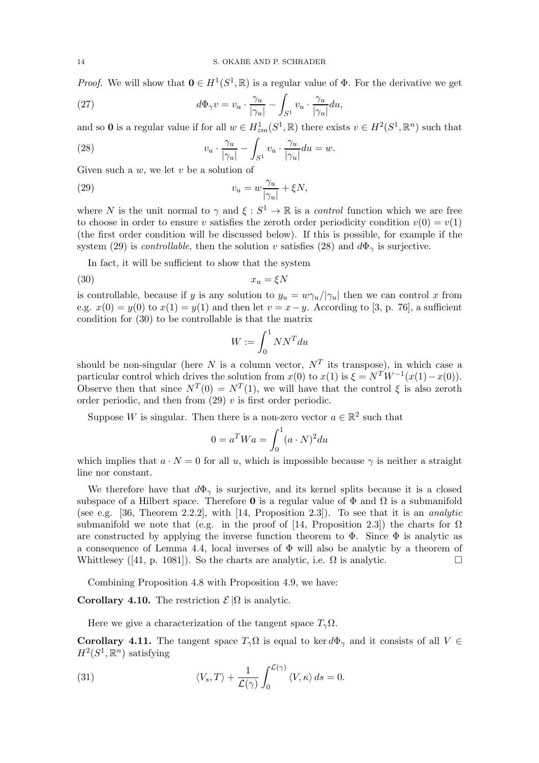*Proof.* We will show that $\mathbf{0} \in H^1(S^1, \mathbb{R})$ is a regular value of $\Phi$. For the derivative we get

$$d\Phi_\gamma v = v_u \cdot \frac{\gamma_u}{|\gamma_u|} - \int_{S^1} v_u \cdot \frac{\gamma_u}{|\gamma_u|} du, \tag{27}$$

and so $\mathbf{0}$ is a regular value if for all $w \in H^1_{zm}(S^1, \mathbb{R})$ there exists $v \in H^2(S^1, \mathbb{R}^n)$ such that

$$v_u \cdot \frac{\gamma_u}{|\gamma_u|} - \int_{S^1} v_u \cdot \frac{\gamma_u}{|\gamma_u|} du = w. \tag{28}$$

Given such a $w$, we let $v$ be a solution of

$$v_u = w\frac{\gamma_u}{|\gamma_u|} + \xi N, \tag{29}$$

where $N$ is the unit normal to $\gamma$ and $\xi : S^1 \to \mathbb{R}$ is a *control* function which we are free to choose in order to ensure $v$ satisfies the zeroth order periodicity condition $v(0) = v(1)$ (the first order condition will be discussed below). If this is possible, for example if the system (29) is *controllable*, then the solution $v$ satisfies (28) and $d\Phi_\gamma$ is surjective.

In fact, it will be sufficient to show that the system

$$x_u = \xi N \tag{30}$$

is controllable, because if $y$ is any solution to $y_u = w\gamma_u/|\gamma_u|$ then we can control $x$ from e.g. $x(0) = y(0)$ to $x(1) = y(1)$ and then let $v = x - y$. According to [3, p. 76], a sufficient condition for (30) to be controllable is that the matrix

$$W := \int_0^1 NN^T du$$

should be non-singular (here $N$ is a column vector, $N^T$ its transpose), in which case a particular control which drives the solution from $x(0)$ to $x(1)$ is $\xi = N^T W^{-1}(x(1) - x(0))$. Observe then that since $N^T(0) = N^T(1)$, we will have that the control $\xi$ is also zeroth order periodic, and then from (29) $v$ is first order periodic.

Suppose $W$ is singular. Then there is a non-zero vector $a \in \mathbb{R}^2$ such that

$$0 = a^T W a = \int_0^1 (a \cdot N)^2 du$$

which implies that $a \cdot N = 0$ for all $u$, which is impossible because $\gamma$ is neither a straight line nor constant.

We therefore have that $d\Phi_\gamma$ is surjective, and its kernel splits because it is a closed subspace of a Hilbert space. Therefore $\mathbf{0}$ is a regular value of $\Phi$ and $\Omega$ is a submanifold (see e.g. [36, Theorem 2.2.2], with [14, Proposition 2.3]). To see that it is an *analytic* submanifold we note that (e.g. in the proof of [14, Proposition 2.3]) the charts for $\Omega$ are constructed by applying the inverse function theorem to $\Phi$. Since $\Phi$ is analytic as a consequence of Lemma 4.4, local inverses of $\Phi$ will also be analytic by a theorem of Whittlesey ([41, p. 1081]). So the charts are analytic, i.e. $\Omega$ is analytic. □

Combining Proposition 4.8 with Proposition 4.9, we have:

**Corollary 4.10.** The restriction $\mathcal{E}\,|\Omega$ is analytic.

Here we give a characterization of the tangent space $T_\gamma\Omega$.

**Corollary 4.11.** The tangent space $T_\gamma\Omega$ is equal to $\ker d\Phi_\gamma$ and it consists of all $V \in H^2(S^1, \mathbb{R}^n)$ satisfying

$$\langle V_s, T\rangle + \frac{1}{\mathcal{L}(\gamma)} \int_0^{\mathcal{L}(\gamma)} \langle V, \kappa\rangle \, ds = 0. \tag{31}$$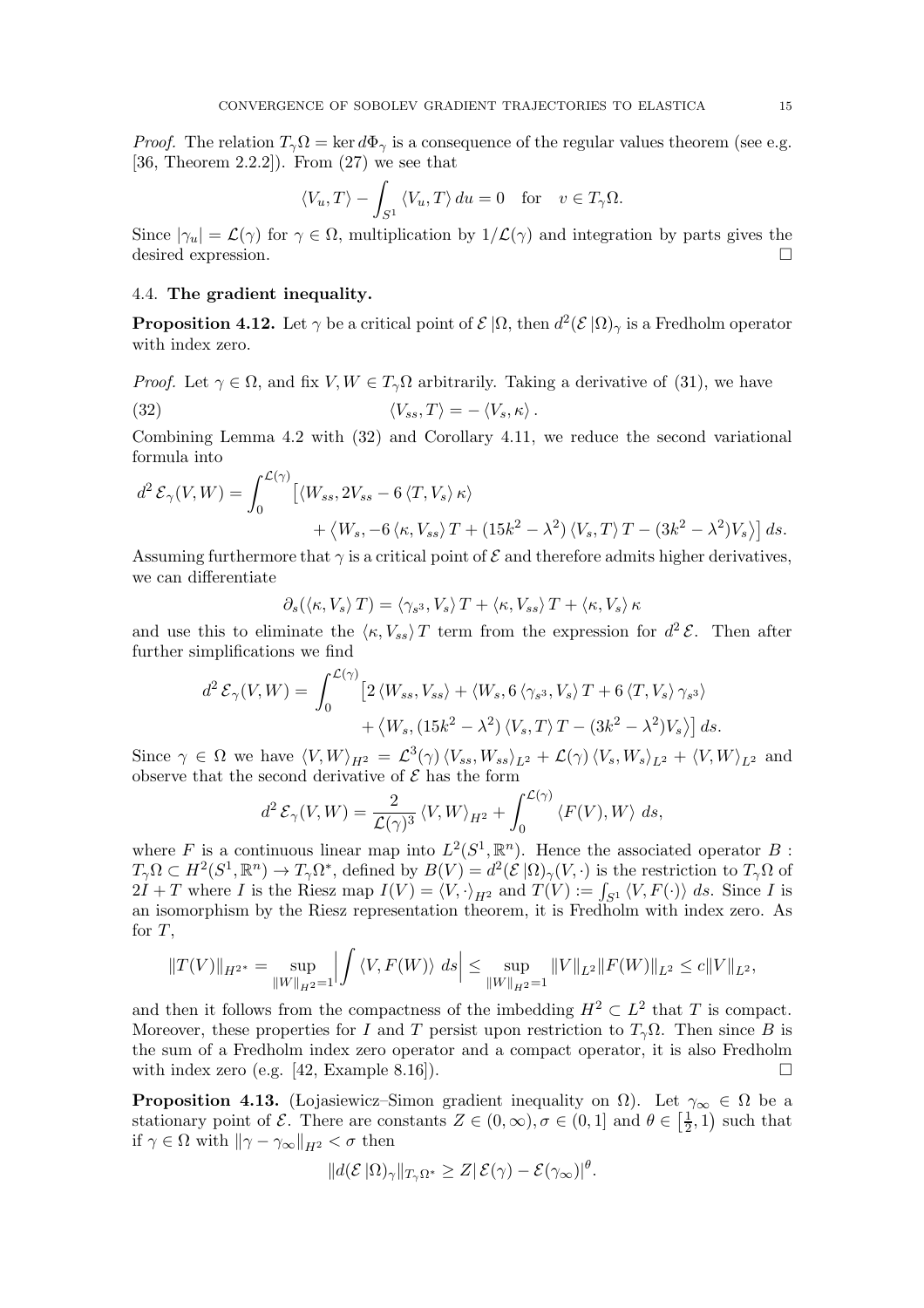*Proof.* The relation $T_\gamma\Omega = \ker d\Phi_\gamma$ is a consequence of the regular values theorem (see e.g. [36, Theorem 2.2.2]). From (27) we see that

$$\langle V_u, T\rangle - \int_{S^1} \langle V_u, T\rangle \, du = 0 \quad \text{for} \quad v \in T_\gamma\Omega.$$

Since $|\gamma_u| = \mathcal{L}(\gamma)$ for $\gamma \in \Omega$, multiplication by $1/\mathcal{L}(\gamma)$ and integration by parts gives the desired expression. $\square$

### 4.4. **The gradient inequality.**

**Proposition 4.12.** Let $\gamma$ be a critical point of $\mathcal{E}\,|\Omega$, then $d^2(\mathcal{E}\,|\Omega)_\gamma$ is a Fredholm operator with index zero.

*Proof.* Let $\gamma \in \Omega$, and fix $V, W \in T_\gamma\Omega$ arbitrarily. Taking a derivative of (31), we have

$$\langle V_{ss}, T\rangle = -\langle V_s, \kappa\rangle . \tag{32}$$

Combining Lemma 4.2 with (32) and Corollary 4.11, we reduce the second variational formula into

$$\begin{aligned} d^2\,\mathcal{E}_\gamma(V,W) = \int_0^{\mathcal{L}(\gamma)} \big[ &\langle W_{ss}, 2V_{ss} - 6\langle T, V_s\rangle \kappa\rangle \\ &+ \big\langle W_s, -6\langle \kappa, V_{ss}\rangle T + (15k^2 - \lambda^2)\langle V_s, T\rangle T - (3k^2 - \lambda^2)V_s\big\rangle \big]\, ds. \end{aligned}$$

Assuming furthermore that $\gamma$ is a critical point of $\mathcal{E}$ and therefore admits higher derivatives, we can differentiate

$$\partial_s(\langle \kappa, V_s\rangle T) = \langle \gamma_{s^3}, V_s\rangle T + \langle \kappa, V_{ss}\rangle T + \langle \kappa, V_s\rangle \kappa$$

and use this to eliminate the $\langle \kappa, V_{ss}\rangle T$ term from the expression for $d^2\,\mathcal{E}$. Then after further simplifications we find

$$\begin{aligned} d^2\,\mathcal{E}_\gamma(V,W) = \int_0^{\mathcal{L}(\gamma)} \big[ &2\langle W_{ss}, V_{ss}\rangle + \langle W_s, 6\langle \gamma_{s^3}, V_s\rangle T + 6\langle T, V_s\rangle \gamma_{s^3}\rangle \\ &+ \big\langle W_s, (15k^2 - \lambda^2)\langle V_s, T\rangle T - (3k^2 - \lambda^2)V_s\big\rangle \big]\, ds. \end{aligned}$$

Since $\gamma \in \Omega$ we have $\langle V, W\rangle_{H^2} = \mathcal{L}^3(\gamma)\langle V_{ss}, W_{ss}\rangle_{L^2} + \mathcal{L}(\gamma)\langle V_s, W_s\rangle_{L^2} + \langle V, W\rangle_{L^2}$ and observe that the second derivative of $\mathcal{E}$ has the form

$$d^2\,\mathcal{E}_\gamma(V,W) = \frac{2}{\mathcal{L}(\gamma)^3}\langle V, W\rangle_{H^2} + \int_0^{\mathcal{L}(\gamma)} \langle F(V), W\rangle \, ds,$$

where $F$ is a continuous linear map into $L^2(S^1, \mathbb{R}^n)$. Hence the associated operator $B : T_\gamma\Omega \subset H^2(S^1, \mathbb{R}^n) \to T_\gamma\Omega^*$, defined by $B(V) = d^2(\mathcal{E}\,|\Omega)_\gamma(V, \cdot)$ is the restriction to $T_\gamma\Omega$ of $2I + T$ where $I$ is the Riesz map $I(V) = \langle V, \cdot\rangle_{H^2}$ and $T(V) := \int_{S^1}\langle V, F(\cdot)\rangle \, ds$. Since $I$ is an isomorphism by the Riesz representation theorem, it is Fredholm with index zero. As for $T$,

$$\|T(V)\|_{H^{2*}} = \sup_{\|W\|_{H^2}=1} \Big| \int \langle V, F(W)\rangle \, ds \Big| \le \sup_{\|W\|_{H^2}=1} \|V\|_{L^2}\|F(W)\|_{L^2} \le c\|V\|_{L^2},$$

and then it follows from the compactness of the imbedding $H^2 \subset L^2$ that $T$ is compact. Moreover, these properties for $I$ and $T$ persist upon restriction to $T_\gamma\Omega$. Then since $B$ is the sum of a Fredholm index zero operator and a compact operator, it is also Fredholm with index zero (e.g. [42, Example 8.16]). $\square$

**Proposition 4.13.** (Lojasiewicz–Simon gradient inequality on $\Omega$). Let $\gamma_\infty \in \Omega$ be a stationary point of $\mathcal{E}$. There are constants $Z \in (0, \infty), \sigma \in (0, 1]$ and $\theta \in \left[\frac{1}{2}, 1\right)$ such that if $\gamma \in \Omega$ with $\|\gamma - \gamma_\infty\|_{H^2} < \sigma$ then

$$\|d(\mathcal{E}\,|\Omega)_\gamma\|_{T_\gamma\Omega^*} \ge Z|\,\mathcal{E}(\gamma) - \mathcal{E}(\gamma_\infty)|^\theta.$$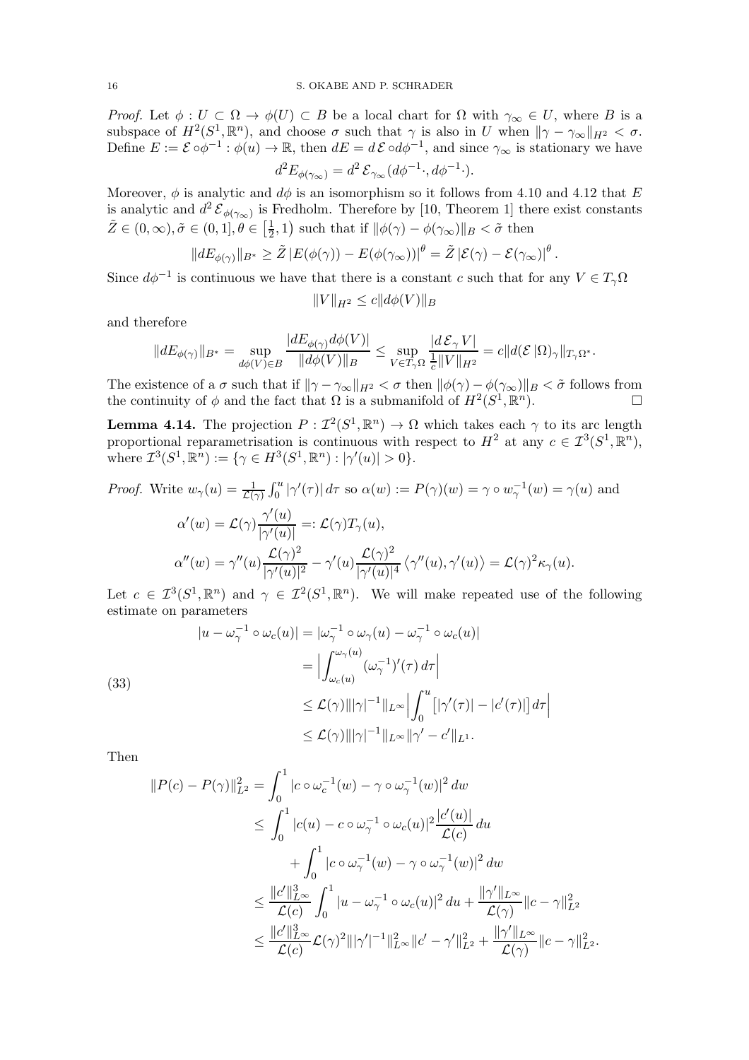*Proof.* Let $\phi : U \subset \Omega \to \phi(U) \subset B$ be a local chart for $\Omega$ with $\gamma_\infty \in U$, where $B$ is a subspace of $H^2(S^1, \mathbb{R}^n)$, and choose $\sigma$ such that $\gamma$ is also in $U$ when $\|\gamma - \gamma_\infty\|_{H^2} < \sigma$. Define $E := \mathcal{E} \circ \phi^{-1} : \phi(u) \to \mathbb{R}$, then $dE = d\,\mathcal{E} \circ d\phi^{-1}$, and since $\gamma_\infty$ is stationary we have

$$d^2 E_{\phi(\gamma_\infty)} = d^2\,\mathcal{E}_{\gamma_\infty}(d\phi^{-1}\cdot, d\phi^{-1}\cdot).$$

Moreover, $\phi$ is analytic and $d\phi$ is an isomorphism so it follows from 4.10 and 4.12 that $E$ is analytic and $d^2\,\mathcal{E}_{\phi(\gamma_\infty)}$ is Fredholm. Therefore by [10, Theorem 1] there exist constants $\tilde{Z} \in (0, \infty), \tilde{\sigma} \in (0, 1], \theta \in \left[\frac{1}{2}, 1\right)$ such that if $\|\phi(\gamma) - \phi(\gamma_\infty)\|_B < \tilde{\sigma}$ then

$$\|dE_{\phi(\gamma)}\|_{B^*} \geq \tilde{Z}\,|E(\phi(\gamma)) - E(\phi(\gamma_\infty))|^\theta = \tilde{Z}\,|\mathcal{E}(\gamma) - \mathcal{E}(\gamma_\infty)|^\theta.$$

Since $d\phi^{-1}$ is continuous we have that there is a constant $c$ such that for any $V \in T_\gamma\Omega$

$$\|V\|_{H^2} \leq c\|d\phi(V)\|_B$$

and therefore

$$\|dE_{\phi(\gamma)}\|_{B^*} = \sup_{d\phi(V) \in B} \frac{|dE_{\phi(\gamma)} d\phi(V)|}{\|d\phi(V)\|_B} \leq \sup_{V \in T_\gamma\Omega} \frac{|d\,\mathcal{E}_\gamma V|}{\frac{1}{c}\|V\|_{H^2}} = c\|d(\mathcal{E}\,|\Omega)_\gamma\|_{T_\gamma\Omega^*}.$$

The existence of a $\sigma$ such that if $\|\gamma - \gamma_\infty\|_{H^2} < \sigma$ then $\|\phi(\gamma) - \phi(\gamma_\infty)\|_B < \tilde{\sigma}$ follows from the continuity of $\phi$ and the fact that $\Omega$ is a submanifold of $H^2(S^1, \mathbb{R}^n)$. $\square$

**Lemma 4.14.** *The projection $P : \mathcal{I}^2(S^1, \mathbb{R}^n) \to \Omega$ which takes each $\gamma$ to its arc length proportional reparametrisation is continuous with respect to $H^2$ at any $c \in \mathcal{I}^3(S^1, \mathbb{R}^n)$, where $\mathcal{I}^3(S^1, \mathbb{R}^n) := \{\gamma \in H^3(S^1, \mathbb{R}^n) : |\gamma'(u)| > 0\}$.*

*Proof.* Write $w_\gamma(u) = \frac{1}{\mathcal{L}(\gamma)} \int_0^u |\gamma'(\tau)|\,d\tau$ so $\alpha(w) := P(\gamma)(w) = \gamma \circ w_\gamma^{-1}(w) = \gamma(u)$ and

$$\alpha'(w) = \mathcal{L}(\gamma)\frac{\gamma'(u)}{|\gamma'(u)|} =: \mathcal{L}(\gamma) T_\gamma(u),$$

$$\alpha''(w) = \gamma''(u)\frac{\mathcal{L}(\gamma)^2}{|\gamma'(u)|^2} - \gamma'(u)\frac{\mathcal{L}(\gamma)^2}{|\gamma'(u)|^4}\left\langle \gamma''(u), \gamma'(u)\right\rangle = \mathcal{L}(\gamma)^2 \kappa_\gamma(u).$$

Let $c \in \mathcal{I}^3(S^1, \mathbb{R}^n)$ and $\gamma \in \mathcal{I}^2(S^1, \mathbb{R}^n)$. We will make repeated use of the following estimate on parameters

$$\begin{aligned}
|u - \omega_\gamma^{-1} \circ \omega_c(u)| &= |\omega_\gamma^{-1} \circ \omega_\gamma(u) - \omega_\gamma^{-1} \circ \omega_c(u)| \\
&= \Big|\int_{\omega_c(u)}^{\omega_\gamma(u)} (\omega_\gamma^{-1})'(\tau)\,d\tau\Big| \\
&\leq \mathcal{L}(\gamma)\||\gamma|^{-1}\|_{L^\infty}\Big|\int_0^u \big[|\gamma'(\tau)| - |c'(\tau)|\big]\,d\tau\Big| \\
&\leq \mathcal{L}(\gamma)\||\gamma|^{-1}\|_{L^\infty}\|\gamma' - c'\|_{L^1}.
\end{aligned} \tag{33}$$

Then

$$\begin{aligned}
\|P(c) - P(\gamma)\|_{L^2}^2 &= \int_0^1 |c \circ \omega_c^{-1}(w) - \gamma \circ \omega_\gamma^{-1}(w)|^2\,dw \\
&\leq \int_0^1 |c(u) - c \circ \omega_\gamma^{-1} \circ \omega_c(u)|^2 \frac{|c'(u)|}{\mathcal{L}(c)}\,du \\
&\quad + \int_0^1 |c \circ \omega_\gamma^{-1}(w) - \gamma \circ \omega_\gamma^{-1}(w)|^2\,dw \\
&\leq \frac{\|c'\|_{L^\infty}^3}{\mathcal{L}(c)} \int_0^1 |u - \omega_\gamma^{-1} \circ \omega_c(u)|^2\,du + \frac{\|\gamma'\|_{L^\infty}}{\mathcal{L}(\gamma)}\|c - \gamma\|_{L^2}^2 \\
&\leq \frac{\|c'\|_{L^\infty}^3}{\mathcal{L}(c)}\mathcal{L}(\gamma)^2\||\gamma'|^{-1}\|_{L^\infty}^2\|c' - \gamma'\|_{L^2}^2 + \frac{\|\gamma'\|_{L^\infty}}{\mathcal{L}(\gamma)}\|c - \gamma\|_{L^2}^2.
\end{aligned}$$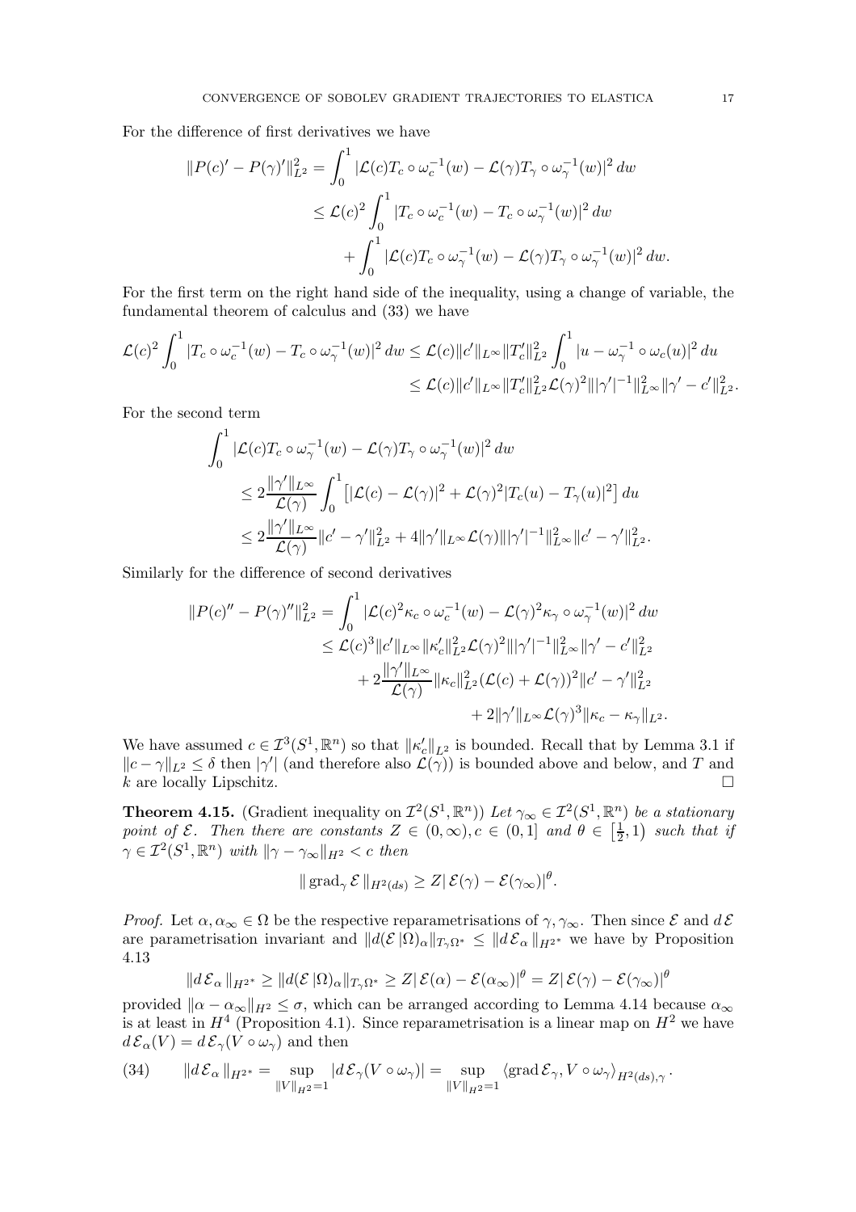For the difference of first derivatives we have

$$
\begin{aligned}
\|P(c)' - P(\gamma)'\|_{L^2}^2 &= \int_0^1 |\mathcal{L}(c) T_c \circ \omega_c^{-1}(w) - \mathcal{L}(\gamma) T_\gamma \circ \omega_\gamma^{-1}(w)|^2 \, dw \\
&\leq \mathcal{L}(c)^2 \int_0^1 |T_c \circ \omega_c^{-1}(w) - T_c \circ \omega_\gamma^{-1}(w)|^2 \, dw \\
&\quad + \int_0^1 |\mathcal{L}(c) T_c \circ \omega_\gamma^{-1}(w) - \mathcal{L}(\gamma) T_\gamma \circ \omega_\gamma^{-1}(w)|^2 \, dw.
\end{aligned}
$$

For the first term on the right hand side of the inequality, using a change of variable, the fundamental theorem of calculus and (33) we have

$$
\begin{aligned}
\mathcal{L}(c)^2 \int_0^1 |T_c \circ \omega_c^{-1}(w) - T_c \circ \omega_\gamma^{-1}(w)|^2 \, dw &\leq \mathcal{L}(c) \|c'\|_{L^\infty} \|T_c'\|_{L^2}^2 \int_0^1 |u - \omega_\gamma^{-1} \circ \omega_c(u)|^2 \, du \\
&\leq \mathcal{L}(c) \|c'\|_{L^\infty} \|T_c'\|_{L^2}^2 \mathcal{L}(\gamma)^2 \||\gamma'|^{-1}\|_{L^\infty}^2 \|\gamma' - c'\|_{L^2}^2.
\end{aligned}
$$

For the second term

$$
\begin{aligned}
&\int_0^1 |\mathcal{L}(c) T_c \circ \omega_\gamma^{-1}(w) - \mathcal{L}(\gamma) T_\gamma \circ \omega_\gamma^{-1}(w)|^2 \, dw \\
&\quad \leq 2 \frac{\|\gamma'\|_{L^\infty}}{\mathcal{L}(\gamma)} \int_0^1 \left[ |\mathcal{L}(c) - \mathcal{L}(\gamma)|^2 + \mathcal{L}(\gamma)^2 |T_c(u) - T_\gamma(u)|^2 \right] du \\
&\quad \leq 2 \frac{\|\gamma'\|_{L^\infty}}{\mathcal{L}(\gamma)} \|c' - \gamma'\|_{L^2}^2 + 4 \|\gamma'\|_{L^\infty} \mathcal{L}(\gamma) \||\gamma'|^{-1}\|_{L^\infty}^2 \|c' - \gamma'\|_{L^2}^2.
\end{aligned}
$$

Similarly for the difference of second derivatives

$$
\begin{aligned}
\|P(c)'' - P(\gamma)''\|_{L^2}^2 &= \int_0^1 |\mathcal{L}(c)^2 \kappa_c \circ \omega_c^{-1}(w) - \mathcal{L}(\gamma)^2 \kappa_\gamma \circ \omega_\gamma^{-1}(w)|^2 \, dw \\
&\leq \mathcal{L}(c)^3 \|c'\|_{L^\infty} \|\kappa_c'\|_{L^2}^2 \mathcal{L}(\gamma)^2 \||\gamma'|^{-1}\|_{L^\infty}^2 \|\gamma' - c'\|_{L^2}^2 \\
&\quad + 2 \frac{\|\gamma'\|_{L^\infty}}{\mathcal{L}(\gamma)} \|\kappa_c\|_{L^2}^2 (\mathcal{L}(c) + \mathcal{L}(\gamma))^2 \|c' - \gamma'\|_{L^2}^2 \\
&\quad + 2 \|\gamma'\|_{L^\infty} \mathcal{L}(\gamma)^3 \|\kappa_c - \kappa_\gamma\|_{L^2}.
\end{aligned}
$$

We have assumed $c \in \mathcal{I}^3(S^1, \mathbb{R}^n)$ so that $\|\kappa_c'\|_{L^2}$ is bounded. Recall that by Lemma 3.1 if $\|c - \gamma\|_{L^2} \leq \delta$ then $|\gamma'|$ (and therefore also $\mathcal{L}(\gamma)$) is bounded above and below, and $T$ and $k$ are locally Lipschitz. □

**Theorem 4.15.** (Gradient inequality on $\mathcal{I}^2(S^1, \mathbb{R}^n)$) *Let $\gamma_\infty \in \mathcal{I}^2(S^1, \mathbb{R}^n)$ be a stationary point of $\mathcal{E}$. Then there are constants $Z \in (0, \infty), c \in (0, 1]$ and $\theta \in \left[\frac{1}{2}, 1\right)$ such that if $\gamma \in \mathcal{I}^2(S^1, \mathbb{R}^n)$ with $\|\gamma - \gamma_\infty\|_{H^2} < c$ then*

$$
\|\operatorname{grad}_\gamma \mathcal{E}\|_{H^2(ds)} \geq Z |\mathcal{E}(\gamma) - \mathcal{E}(\gamma_\infty)|^\theta.
$$

*Proof.* Let $\alpha, \alpha_\infty \in \Omega$ be the respective reparametrisations of $\gamma, \gamma_\infty$. Then since $\mathcal{E}$ and $d\mathcal{E}$ are parametrisation invariant and $\|d(\mathcal{E}|\Omega)_\alpha\|_{T_\gamma \Omega^*} \leq \|d\mathcal{E}_\alpha\|_{H^{2*}}$ we have by Proposition 4.13

$$
\|d\mathcal{E}_\alpha\|_{H^{2*}} \geq \|d(\mathcal{E}|\Omega)_\alpha\|_{T_\gamma \Omega^*} \geq Z |\mathcal{E}(\alpha) - \mathcal{E}(\alpha_\infty)|^\theta = Z |\mathcal{E}(\gamma) - \mathcal{E}(\gamma_\infty)|^\theta
$$

provided $\|\alpha - \alpha_\infty\|_{H^2} \leq \sigma$, which can be arranged according to Lemma 4.14 because $\alpha_\infty$ is at least in $H^4$ (Proposition 4.1). Since reparametrisation is a linear map on $H^2$ we have $d\mathcal{E}_\alpha(V) = d\mathcal{E}_\gamma(V \circ \omega_\gamma)$ and then

$$
\|d\mathcal{E}_\alpha\|_{H^{2*}} = \sup_{\|V\|_{H^2} = 1} |d\mathcal{E}_\gamma(V \circ \omega_\gamma)| = \sup_{\|V\|_{H^2} = 1} \langle \operatorname{grad} \mathcal{E}_\gamma, V \circ \omega_\gamma \rangle_{H^2(ds), \gamma}. \tag{34}
$$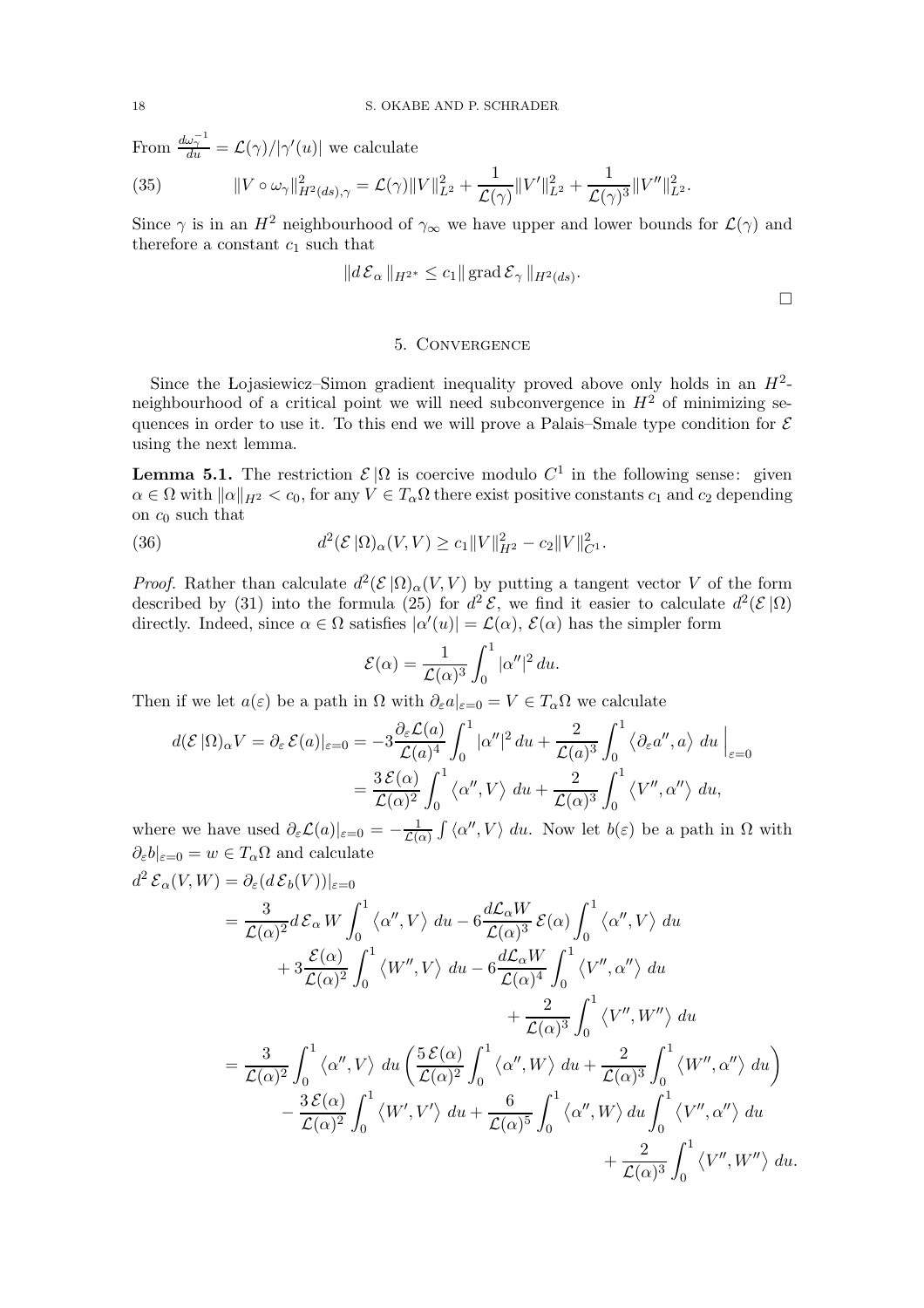From $\frac{d\omega_\gamma^{-1}}{du} = \mathcal{L}(\gamma)/|\gamma'(u)|$ we calculate

$$\|V \circ \omega_\gamma\|^2_{H^2(ds),\gamma} = \mathcal{L}(\gamma)\|V\|^2_{L^2} + \frac{1}{\mathcal{L}(\gamma)}\|V'\|^2_{L^2} + \frac{1}{\mathcal{L}(\gamma)^3}\|V''\|^2_{L^2}. \tag{35}$$

Since $\gamma$ is in an $H^2$ neighbourhood of $\gamma_\infty$ we have upper and lower bounds for $\mathcal{L}(\gamma)$ and therefore a constant $c_1$ such that

$$\|d\,\mathcal{E}_\alpha\|_{H^{2*}} \le c_1 \|\operatorname{grad} \mathcal{E}_\gamma\|_{H^2(ds)}.$$

□

## 5. Convergence

Since the Łojasiewicz–Simon gradient inequality proved above only holds in an $H^2$-neighbourhood of a critical point we will need subconvergence in $H^2$ of minimizing sequences in order to use it. To this end we will prove a Palais–Smale type condition for $\mathcal{E}$ using the next lemma.

**Lemma 5.1.** The restriction $\mathcal{E}\,|\Omega$ is coercive modulo $C^1$ in the following sense: given $\alpha \in \Omega$ with $\|\alpha\|_{H^2} < c_0$, for any $V \in T_\alpha\Omega$ there exist positive constants $c_1$ and $c_2$ depending on $c_0$ such that

$$d^2(\mathcal{E}\,|\Omega)_\alpha(V,V) \ge c_1\|V\|^2_{H^2} - c_2\|V\|^2_{C^1}. \tag{36}$$

*Proof.* Rather than calculate $d^2(\mathcal{E}\,|\Omega)_\alpha(V,V)$ by putting a tangent vector $V$ of the form described by (31) into the formula (25) for $d^2\mathcal{E}$, we find it easier to calculate $d^2(\mathcal{E}\,|\Omega)$ directly. Indeed, since $\alpha \in \Omega$ satisfies $|\alpha'(u)| = \mathcal{L}(\alpha)$, $\mathcal{E}(\alpha)$ has the simpler form

$$\mathcal{E}(\alpha) = \frac{1}{\mathcal{L}(\alpha)^3}\int_0^1 |\alpha''|^2\,du.$$

Then if we let $a(\varepsilon)$ be a path in $\Omega$ with $\partial_\varepsilon a|_{\varepsilon=0} = V \in T_\alpha\Omega$ we calculate

$$\begin{aligned}
d(\mathcal{E}\,|\Omega)_\alpha V = \partial_\varepsilon\,\mathcal{E}(a)|_{\varepsilon=0} &= -3\frac{\partial_\varepsilon\mathcal{L}(a)}{\mathcal{L}(a)^4}\int_0^1 |\alpha''|^2\,du + \frac{2}{\mathcal{L}(a)^3}\int_0^1 \left\langle \partial_\varepsilon a'', a\right\rangle\,du\,\Big|_{\varepsilon=0} \\
&= \frac{3\,\mathcal{E}(\alpha)}{\mathcal{L}(\alpha)^2}\int_0^1 \left\langle \alpha'', V\right\rangle\,du + \frac{2}{\mathcal{L}(\alpha)^3}\int_0^1 \left\langle V'', \alpha''\right\rangle\,du,
\end{aligned}$$

where we have used $\partial_\varepsilon\mathcal{L}(a)|_{\varepsilon=0} = -\frac{1}{\mathcal{L}(\alpha)}\int\left\langle \alpha'', V\right\rangle\,du$. Now let $b(\varepsilon)$ be a path in $\Omega$ with $\partial_\varepsilon b|_{\varepsilon=0} = w \in T_\alpha\Omega$ and calculate

$$\begin{aligned}
d^2\,\mathcal{E}_\alpha(V,W) &= \partial_\varepsilon(d\,\mathcal{E}_b(V))|_{\varepsilon=0} \\
&= \frac{3}{\mathcal{L}(\alpha)^2}d\,\mathcal{E}_\alpha\,W\int_0^1\left\langle \alpha'', V\right\rangle\,du - 6\frac{d\mathcal{L}_\alpha W}{\mathcal{L}(\alpha)^3}\,\mathcal{E}(\alpha)\int_0^1\left\langle \alpha'', V\right\rangle\,du \\
&\quad + 3\frac{\mathcal{E}(\alpha)}{\mathcal{L}(\alpha)^2}\int_0^1\left\langle W'', V\right\rangle\,du - 6\frac{d\mathcal{L}_\alpha W}{\mathcal{L}(\alpha)^4}\int_0^1\left\langle V'', \alpha''\right\rangle\,du \\
&\quad + \frac{2}{\mathcal{L}(\alpha)^3}\int_0^1\left\langle V'', W''\right\rangle\,du \\
&= \frac{3}{\mathcal{L}(\alpha)^2}\int_0^1\left\langle \alpha'', V\right\rangle\,du\left(\frac{5\,\mathcal{E}(\alpha)}{\mathcal{L}(\alpha)^2}\int_0^1\left\langle \alpha'', W\right\rangle\,du + \frac{2}{\mathcal{L}(\alpha)^3}\int_0^1\left\langle W'', \alpha''\right\rangle\,du\right) \\
&\quad - \frac{3\,\mathcal{E}(\alpha)}{\mathcal{L}(\alpha)^2}\int_0^1\left\langle W', V'\right\rangle\,du + \frac{6}{\mathcal{L}(\alpha)^5}\int_0^1\left\langle \alpha'', W\right\rangle du\int_0^1\left\langle V'', \alpha''\right\rangle\,du \\
&\quad + \frac{2}{\mathcal{L}(\alpha)^3}\int_0^1\left\langle V'', W''\right\rangle\,du.
\end{aligned}$$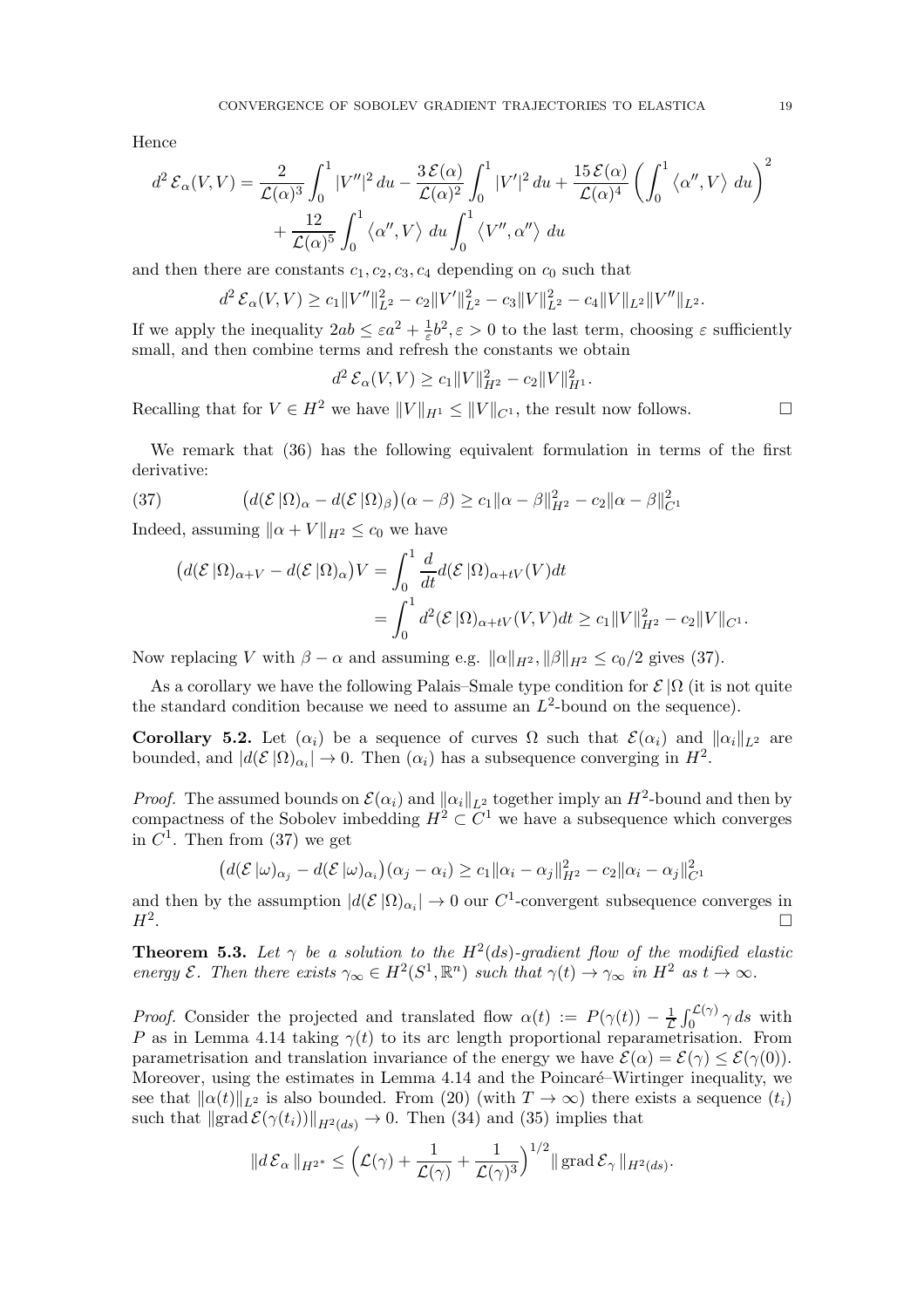Hence

$$d^2\,\mathcal{E}_\alpha(V,V) = \frac{2}{\mathcal{L}(\alpha)^3}\int_0^1 |V''|^2\,du - \frac{3\,\mathcal{E}(\alpha)}{\mathcal{L}(\alpha)^2}\int_0^1 |V'|^2\,du + \frac{15\,\mathcal{E}(\alpha)}{\mathcal{L}(\alpha)^4}\left(\int_0^1 \left\langle \alpha'', V\right\rangle\,du\right)^2 + \frac{12}{\mathcal{L}(\alpha)^5}\int_0^1 \left\langle \alpha'', V\right\rangle\,du \int_0^1 \left\langle V'', \alpha''\right\rangle\,du$$

and then there are constants $c_1, c_2, c_3, c_4$ depending on $c_0$ such that

$$d^2\,\mathcal{E}_\alpha(V,V) \geq c_1\|V''\|_{L^2}^2 - c_2\|V'\|_{L^2}^2 - c_3\|V\|_{L^2}^2 - c_4\|V\|_{L^2}\|V''\|_{L^2}.$$

If we apply the inequality $2ab \leq \varepsilon a^2 + \frac{1}{\varepsilon}b^2, \varepsilon > 0$ to the last term, choosing $\varepsilon$ sufficiently small, and then combine terms and refresh the constants we obtain

$$d^2\,\mathcal{E}_\alpha(V,V) \geq c_1\|V\|_{H^2}^2 - c_2\|V\|_{H^1}^2.$$

Recalling that for $V \in H^2$ we have $\|V\|_{H^1} \leq \|V\|_{C^1}$, the result now follows. $\square$

We remark that (36) has the following equivalent formulation in terms of the first derivative:

$$\big(d(\mathcal{E}\,|\Omega)_\alpha - d(\mathcal{E}\,|\Omega)_\beta\big)(\alpha - \beta) \geq c_1\|\alpha - \beta\|_{H^2}^2 - c_2\|\alpha - \beta\|_{C^1}^2 \tag{37}$$

Indeed, assuming $\|\alpha + V\|_{H^2} \leq c_0$ we have

$$\begin{aligned}\big(d(\mathcal{E}\,|\Omega)_{\alpha+V} - d(\mathcal{E}\,|\Omega)_\alpha\big)V &= \int_0^1 \frac{d}{dt} d(\mathcal{E}\,|\Omega)_{\alpha+tV}(V)dt \\ &= \int_0^1 d^2(\mathcal{E}\,|\Omega)_{\alpha+tV}(V,V)dt \geq c_1\|V\|_{H^2}^2 - c_2\|V\|_{C^1}.\end{aligned}$$

Now replacing $V$ with $\beta - \alpha$ and assuming e.g. $\|\alpha\|_{H^2}, \|\beta\|_{H^2} \leq c_0/2$ gives (37).

As a corollary we have the following Palais–Smale type condition for $\mathcal{E}\,|\Omega$ (it is not quite the standard condition because we need to assume an $L^2$-bound on the sequence).

**Corollary 5.2.** Let $(\alpha_i)$ be a sequence of curves $\Omega$ such that $\mathcal{E}(\alpha_i)$ and $\|\alpha_i\|_{L^2}$ are bounded, and $|d(\mathcal{E}\,|\Omega)_{\alpha_i}| \to 0$. Then $(\alpha_i)$ has a subsequence converging in $H^2$.

*Proof.* The assumed bounds on $\mathcal{E}(\alpha_i)$ and $\|\alpha_i\|_{L^2}$ together imply an $H^2$-bound and then by compactness of the Sobolev imbedding $H^2 \subset C^1$ we have a subsequence which converges in $C^1$. Then from (37) we get

$$\big(d(\mathcal{E}\,|\omega)_{\alpha_j} - d(\mathcal{E}\,|\omega)_{\alpha_i}\big)(\alpha_j - \alpha_i) \geq c_1\|\alpha_i - \alpha_j\|_{H^2}^2 - c_2\|\alpha_i - \alpha_j\|_{C^1}^2$$

and then by the assumption $|d(\mathcal{E}\,|\Omega)_{\alpha_i}| \to 0$ our $C^1$-convergent subsequence converges in $H^2$. $\square$

**Theorem 5.3.** *Let $\gamma$ be a solution to the $H^2(ds)$-gradient flow of the modified elastic energy $\mathcal{E}$. Then there exists $\gamma_\infty \in H^2(S^1, \mathbb{R}^n)$ such that $\gamma(t) \to \gamma_\infty$ in $H^2$ as $t \to \infty$.*

*Proof.* Consider the projected and translated flow $\alpha(t) := P(\gamma(t)) - \frac{1}{\mathcal{L}}\int_0^{\mathcal{L}(\gamma)} \gamma\,ds$ with $P$ as in Lemma 4.14 taking $\gamma(t)$ to its arc length proportional reparametrisation. From parametrisation and translation invariance of the energy we have $\mathcal{E}(\alpha) = \mathcal{E}(\gamma) \leq \mathcal{E}(\gamma(0))$. Moreover, using the estimates in Lemma 4.14 and the Poincaré–Wirtinger inequality, we see that $\|\alpha(t)\|_{L^2}$ is also bounded. From (20) (with $T \to \infty$) there exists a sequence $(t_i)$ such that $\|\mathrm{grad}\,\mathcal{E}(\gamma(t_i))\|_{H^2(ds)} \to 0$. Then (34) and (35) implies that

$$\|d\,\mathcal{E}_\alpha\|_{H^{2*}} \leq \Big(\mathcal{L}(\gamma) + \frac{1}{\mathcal{L}(\gamma)} + \frac{1}{\mathcal{L}(\gamma)^3}\Big)^{1/2}\|\,\mathrm{grad}\,\mathcal{E}_\gamma\,\|_{H^2(ds)}.$$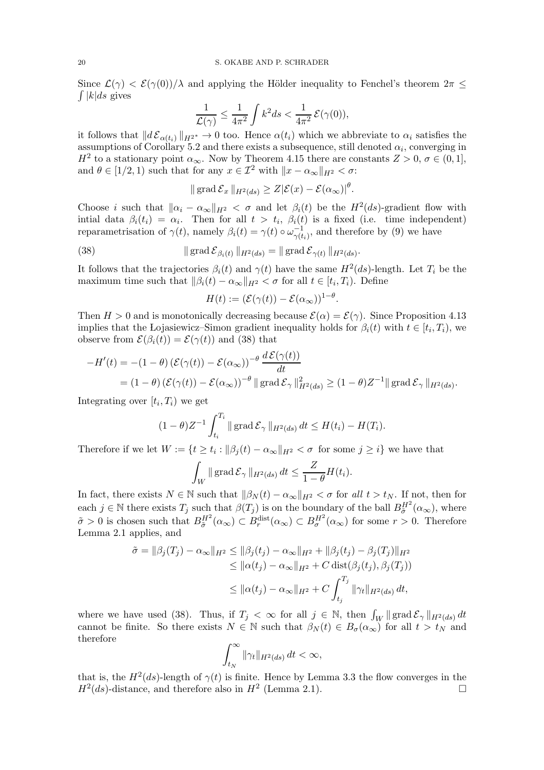Since $\mathcal{L}(\gamma) < \mathcal{E}(\gamma(0))/\lambda$ and applying the Hölder inequality to Fenchel's theorem $2\pi \leq \int |k| ds$ gives

$$\frac{1}{\mathcal{L}(\gamma)} \leq \frac{1}{4\pi^2} \int k^2 ds < \frac{1}{4\pi^2} \mathcal{E}(\gamma(0)),$$

it follows that $\|d\,\mathcal{E}_{\alpha(t_i)}\|_{H^{2*}} \to 0$ too. Hence $\alpha(t_i)$ which we abbreviate to $\alpha_i$ satisfies the assumptions of Corollary 5.2 and there exists a subsequence, still denoted $\alpha_i$, converging in $H^2$ to a stationary point $\alpha_\infty$. Now by Theorem 4.15 there are constants $Z > 0$, $\sigma \in (0, 1]$, and $\theta \in [1/2, 1)$ such that for any $x \in \mathcal{I}^2$ with $\|x - \alpha_\infty\|_{H^2} < \sigma$:

$$\|\operatorname{grad} \mathcal{E}_x\|_{H^2(ds)} \geq Z|\mathcal{E}(x) - \mathcal{E}(\alpha_\infty)|^\theta.$$

Choose $i$ such that $\|\alpha_i - \alpha_\infty\|_{H^2} < \sigma$ and let $\beta_i(t)$ be the $H^2(ds)$-gradient flow with intial data $\beta_i(t_i) = \alpha_i$. Then for all $t > t_i$, $\beta_i(t)$ is a fixed (i.e. time independent) reparametrisation of $\gamma(t)$, namely $\beta_i(t) = \gamma(t) \circ \omega^{-1}_{\gamma(t_i)}$, and therefore by (9) we have

$$\|\operatorname{grad} \mathcal{E}_{\beta_i(t)}\|_{H^2(ds)} = \|\operatorname{grad} \mathcal{E}_{\gamma(t)}\|_{H^2(ds)}. \tag{38}$$

It follows that the trajectories $\beta_i(t)$ and $\gamma(t)$ have the same $H^2(ds)$-length. Let $T_i$ be the maximum time such that $\|\beta_i(t) - \alpha_\infty\|_{H^2} < \sigma$ for all $t \in [t_i, T_i)$. Define

$$H(t) := (\mathcal{E}(\gamma(t)) - \mathcal{E}(\alpha_\infty))^{1-\theta}.$$

Then $H > 0$ and is monotonically decreasing because $\mathcal{E}(\alpha) = \mathcal{E}(\gamma)$. Since Proposition 4.13 implies that the Łojasiewicz–Simon gradient inequality holds for $\beta_i(t)$ with $t \in [t_i, T_i)$, we observe from $\mathcal{E}(\beta_i(t)) = \mathcal{E}(\gamma(t))$ and (38) that

$$\begin{aligned}
-H'(t) &= -(1-\theta)\left(\mathcal{E}(\gamma(t)) - \mathcal{E}(\alpha_\infty)\right)^{-\theta} \frac{d\,\mathcal{E}(\gamma(t))}{dt} \\
&= (1-\theta)\left(\mathcal{E}(\gamma(t)) - \mathcal{E}(\alpha_\infty)\right)^{-\theta} \|\operatorname{grad} \mathcal{E}_\gamma\|^2_{H^2(ds)} \geq (1-\theta)Z^{-1}\|\operatorname{grad} \mathcal{E}_\gamma\|_{H^2(ds)}.
\end{aligned}$$

Integrating over $[t_i, T_i)$ we get

$$(1-\theta)Z^{-1}\int_{t_i}^{T_i} \|\operatorname{grad} \mathcal{E}_\gamma\|_{H^2(ds)}\, dt \leq H(t_i) - H(T_i).$$

Therefore if we let $W := \{t \geq t_i : \|\beta_j(t) - \alpha_\infty\|_{H^2} < \sigma \text{ for some } j \geq i\}$ we have that

$$\int_W \|\operatorname{grad} \mathcal{E}_\gamma\|_{H^2(ds)}\, dt \leq \frac{Z}{1-\theta} H(t_i).$$

In fact, there exists $N \in \mathbb{N}$ such that $\|\beta_N(t) - \alpha_\infty\|_{H^2} < \sigma$ for *all* $t > t_N$. If not, then for each $j \in \mathbb{N}$ there exists $T_j$ such that $\beta(T_j)$ is on the boundary of the ball $B^{H^2}_{\tilde{\sigma}}(\alpha_\infty)$, where $\tilde{\sigma} > 0$ is chosen such that $B^{H^2}_{\tilde{\sigma}}(\alpha_\infty) \subset B^{\text{dist}}_r(\alpha_\infty) \subset B^{H^2}_\sigma(\alpha_\infty)$ for some $r > 0$. Therefore Lemma 2.1 applies, and

$$\begin{aligned}
\tilde{\sigma} = \|\beta_j(T_j) - \alpha_\infty\|_{H^2} &\leq \|\beta_j(t_j) - \alpha_\infty\|_{H^2} + \|\beta_j(t_j) - \beta_j(T_j)\|_{H^2} \\
&\leq \|\alpha(t_j) - \alpha_\infty\|_{H^2} + C\operatorname{dist}(\beta_j(t_j), \beta_j(T_j)) \\
&\leq \|\alpha(t_j) - \alpha_\infty\|_{H^2} + C\int_{t_j}^{T_j} \|\gamma_t\|_{H^2(ds)}\, dt,
\end{aligned}$$

where we have used (38). Thus, if $T_j < \infty$ for all $j \in \mathbb{N}$, then $\int_W \|\operatorname{grad} \mathcal{E}_\gamma\|_{H^2(ds)}\, dt$ cannot be finite. So there exists $N \in \mathbb{N}$ such that $\beta_N(t) \in B_\sigma(\alpha_\infty)$ for all $t > t_N$ and therefore

$$\int_{t_N}^\infty \|\gamma_t\|_{H^2(ds)}\, dt < \infty,$$

that is, the $H^2(ds)$-length of $\gamma(t)$ is finite. Hence by Lemma 3.3 the flow converges in the $H^2(ds)$-distance, and therefore also in $H^2$ (Lemma 2.1). $\square$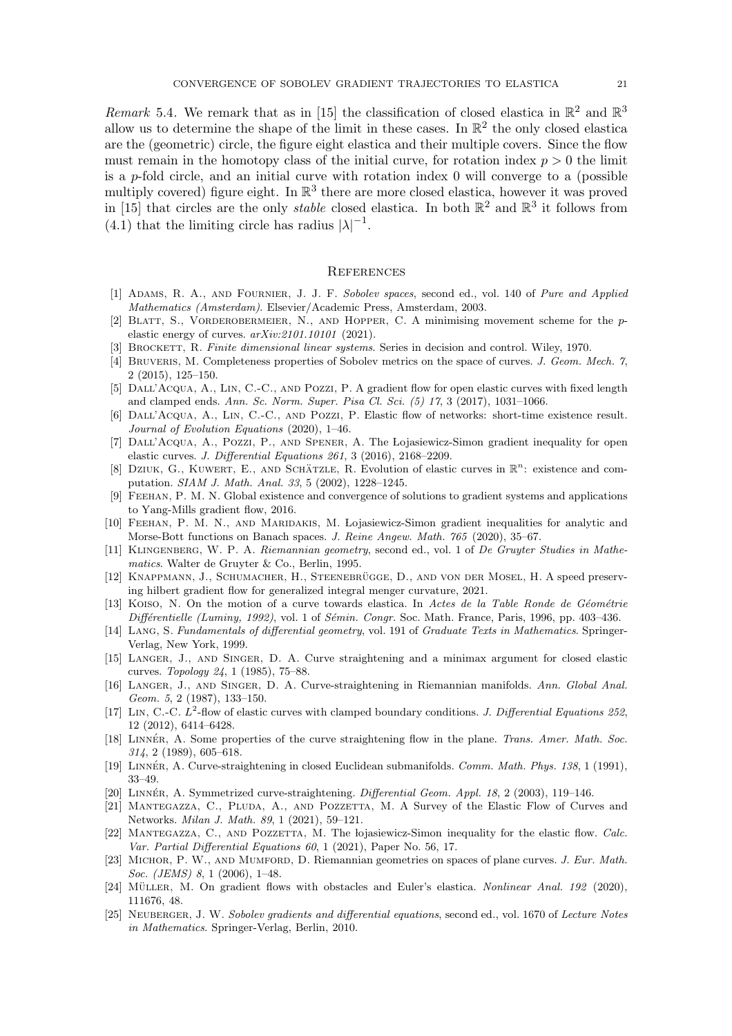*Remark* 5.4. We remark that as in [15] the classification of closed elastica in $\mathbb{R}^2$ and $\mathbb{R}^3$ allow us to determine the shape of the limit in these cases. In $\mathbb{R}^2$ the only closed elastica are the (geometric) circle, the figure eight elastica and their multiple covers. Since the flow must remain in the homotopy class of the initial curve, for rotation index $p > 0$ the limit is a $p$-fold circle, and an initial curve with rotation index 0 will converge to a (possible multiply covered) figure eight. In $\mathbb{R}^3$ there are more closed elastica, however it was proved in [15] that circles are the only *stable* closed elastica. In both $\mathbb{R}^2$ and $\mathbb{R}^3$ it follows from (4.1) that the limiting circle has radius $|\lambda|^{-1}$.

## References

[1] Adams, R. A., and Fournier, J. J. F. *Sobolev spaces*, second ed., vol. 140 of *Pure and Applied Mathematics (Amsterdam)*. Elsevier/Academic Press, Amsterdam, 2003.

[2] Blatt, S., Vorderobermeier, N., and Hopper, C. A minimising movement scheme for the $p$-elastic energy of curves. *arXiv:2101.10101* (2021).

[3] Brockett, R. *Finite dimensional linear systems*. Series in decision and control. Wiley, 1970.

[4] Bruveris, M. Completeness properties of Sobolev metrics on the space of curves. *J. Geom. Mech. 7*, 2 (2015), 125–150.

[5] Dall'Acqua, A., Lin, C.-C., and Pozzi, P. A gradient flow for open elastic curves with fixed length and clamped ends. *Ann. Sc. Norm. Super. Pisa Cl. Sci. (5) 17*, 3 (2017), 1031–1066.

[6] Dall'Acqua, A., Lin, C.-C., and Pozzi, P. Elastic flow of networks: short-time existence result. *Journal of Evolution Equations* (2020), 1–46.

[7] Dall'Acqua, A., Pozzi, P., and Spener, A. The Łojasiewicz-Simon gradient inequality for open elastic curves. *J. Differential Equations 261*, 3 (2016), 2168–2209.

[8] Dziuk, G., Kuwert, E., and Schätzle, R. Evolution of elastic curves in $\mathbb{R}^n$: existence and computation. *SIAM J. Math. Anal. 33*, 5 (2002), 1228–1245.

[9] Feehan, P. M. N. Global existence and convergence of solutions to gradient systems and applications to Yang-Mills gradient flow, 2016.

[10] Feehan, P. M. N., and Maridakis, M. Łojasiewicz-Simon gradient inequalities for analytic and Morse-Bott functions on Banach spaces. *J. Reine Angew. Math. 765* (2020), 35–67.

[11] Klingenberg, W. P. A. *Riemannian geometry*, second ed., vol. 1 of *De Gruyter Studies in Mathematics*. Walter de Gruyter & Co., Berlin, 1995.

[12] Knappmann, J., Schumacher, H., Steenebrügge, D., and von der Mosel, H. A speed preserving hilbert gradient flow for generalized integral menger curvature, 2021.

[13] Koiso, N. On the motion of a curve towards elastica. In *Actes de la Table Ronde de Géométrie Différentielle (Luminy, 1992)*, vol. 1 of *Sémin. Congr.* Soc. Math. France, Paris, 1996, pp. 403–436.

[14] Lang, S. *Fundamentals of differential geometry*, vol. 191 of *Graduate Texts in Mathematics*. Springer-Verlag, New York, 1999.

[15] Langer, J., and Singer, D. A. Curve straightening and a minimax argument for closed elastic curves. *Topology 24*, 1 (1985), 75–88.

[16] Langer, J., and Singer, D. A. Curve-straightening in Riemannian manifolds. *Ann. Global Anal. Geom. 5*, 2 (1987), 133–150.

[17] Lin, C.-C. $L^2$-flow of elastic curves with clamped boundary conditions. *J. Differential Equations 252*, 12 (2012), 6414–6428.

[18] Linnér, A. Some properties of the curve straightening flow in the plane. *Trans. Amer. Math. Soc. 314*, 2 (1989), 605–618.

[19] Linnér, A. Curve-straightening in closed Euclidean submanifolds. *Comm. Math. Phys. 138*, 1 (1991), 33–49.

[20] Linnér, A. Symmetrized curve-straightening. *Differential Geom. Appl. 18*, 2 (2003), 119–146.

[21] Mantegazza, C., Pluda, A., and Pozzetta, M. A Survey of the Elastic Flow of Curves and Networks. *Milan J. Math. 89*, 1 (2021), 59–121.

[22] Mantegazza, C., and Pozzetta, M. The lojasiewicz-Simon inequality for the elastic flow. *Calc. Var. Partial Differential Equations 60*, 1 (2021), Paper No. 56, 17.

[23] Michor, P. W., and Mumford, D. Riemannian geometries on spaces of plane curves. *J. Eur. Math. Soc. (JEMS) 8*, 1 (2006), 1–48.

[24] Müller, M. On gradient flows with obstacles and Euler's elastica. *Nonlinear Anal. 192* (2020), 111676, 48.

[25] Neuberger, J. W. *Sobolev gradients and differential equations*, second ed., vol. 1670 of *Lecture Notes in Mathematics*. Springer-Verlag, Berlin, 2010.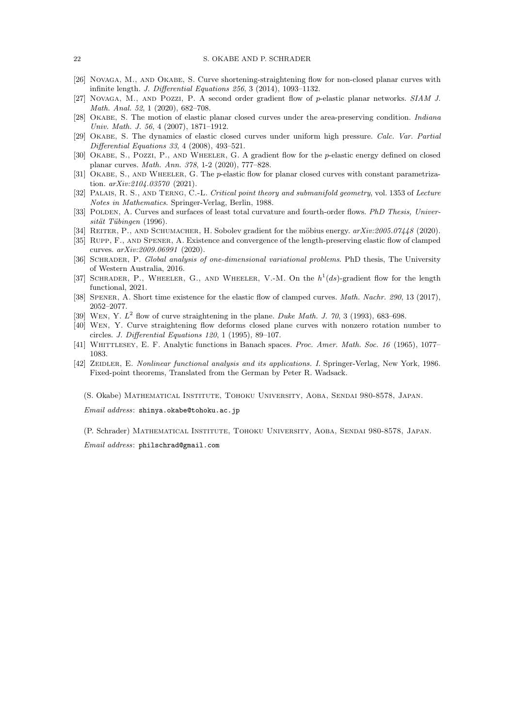[26] Novaga, M., and Okabe, S. Curve shortening-straightening flow for non-closed planar curves with infinite length. *J. Differential Equations 256*, 3 (2014), 1093–1132.

[27] Novaga, M., and Pozzi, P. A second order gradient flow of $p$-elastic planar networks. *SIAM J. Math. Anal. 52*, 1 (2020), 682–708.

[28] Okabe, S. The motion of elastic planar closed curves under the area-preserving condition. *Indiana Univ. Math. J. 56*, 4 (2007), 1871–1912.

[29] Okabe, S. The dynamics of elastic closed curves under uniform high pressure. *Calc. Var. Partial Differential Equations 33*, 4 (2008), 493–521.

[30] Okabe, S., Pozzi, P., and Wheeler, G. A gradient flow for the $p$-elastic energy defined on closed planar curves. *Math. Ann. 378*, 1-2 (2020), 777–828.

[31] Okabe, S., and Wheeler, G. The $p$-elastic flow for planar closed curves with constant parametrization. *arXiv:2104.03570* (2021).

[32] Palais, R. S., and Terng, C.-L. *Critical point theory and submanifold geometry*, vol. 1353 of *Lecture Notes in Mathematics*. Springer-Verlag, Berlin, 1988.

[33] Polden, A. Curves and surfaces of least total curvature and fourth-order flows. *PhD Thesis, Universität Tübingen* (1996).

[34] Reiter, P., and Schumacher, H. Sobolev gradient for the möbius energy. *arXiv:2005.07448* (2020).

[35] Rupp, F., and Spener, A. Existence and convergence of the length-preserving elastic flow of clamped curves. *arXiv:2009.06991* (2020).

[36] Schrader, P. *Global analysis of one-dimensional variational problems*. PhD thesis, The University of Western Australia, 2016.

[37] Schrader, P., Wheeler, G., and Wheeler, V.-M. On the $h^1(ds)$-gradient flow for the length functional, 2021.

[38] Spener, A. Short time existence for the elastic flow of clamped curves. *Math. Nachr. 290*, 13 (2017), 2052–2077.

[39] Wen, Y. $L^2$ flow of curve straightening in the plane. *Duke Math. J. 70*, 3 (1993), 683–698.

[40] Wen, Y. Curve straightening flow deforms closed plane curves with nonzero rotation number to circles. *J. Differential Equations 120*, 1 (1995), 89–107.

[41] Whittlesey, E. F. Analytic functions in Banach spaces. *Proc. Amer. Math. Soc. 16* (1965), 1077–1083.

[42] Zeidler, E. *Nonlinear functional analysis and its applications. I*. Springer-Verlag, New York, 1986. Fixed-point theorems, Translated from the German by Peter R. Wadsack.

(S. Okabe) Mathematical Institute, Tohoku University, Aoba, Sendai 980-8578, Japan.

*Email address*: shinya.okabe@tohoku.ac.jp

(P. Schrader) Mathematical Institute, Tohoku University, Aoba, Sendai 980-8578, Japan.

*Email address*: philschrad@gmail.com